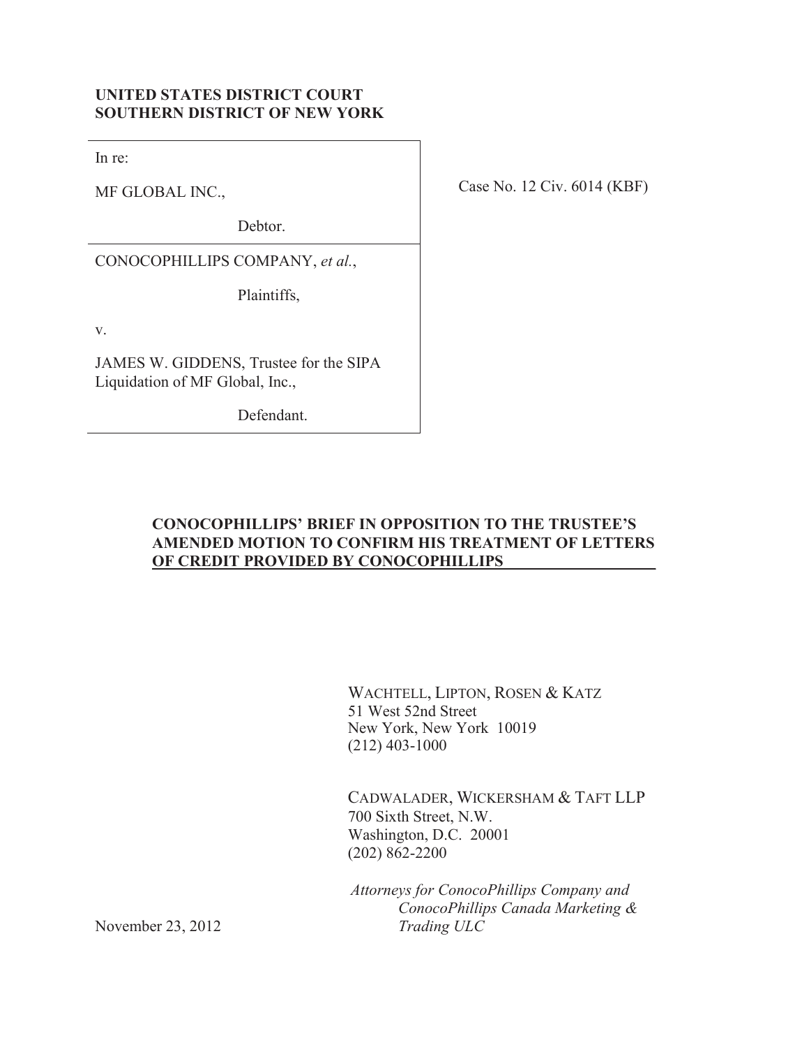**UNITED STATES DISTRICT COURT**
**SOUTHERN DISTRICT OF NEW YORK**

In re:

MF GLOBAL INC.,

Debtor.

CONOCOPHILLIPS COMPANY, *et al.*,

Plaintiffs,

v.

JAMES W. GIDDENS, Trustee for the SIPA Liquidation of MF Global, Inc.,

Defendant.

Case No. 12 Civ. 6014 (KBF)

**CONOCOPHILLIPS' BRIEF IN OPPOSITION TO THE TRUSTEE'S AMENDED MOTION TO CONFIRM HIS TREATMENT OF LETTERS OF CREDIT PROVIDED BY CONOCOPHILLIPS**

WACHTELL, LIPTON, ROSEN & KATZ
51 West 52nd Street
New York, New York 10019
(212) 403-1000

CADWALADER, WICKERSHAM & TAFT LLP
700 Sixth Street, N.W.
Washington, D.C. 20001
(202) 862-2200

*Attorneys for ConocoPhillips Company and ConocoPhillips Canada Marketing & Trading ULC*

November 23, 2012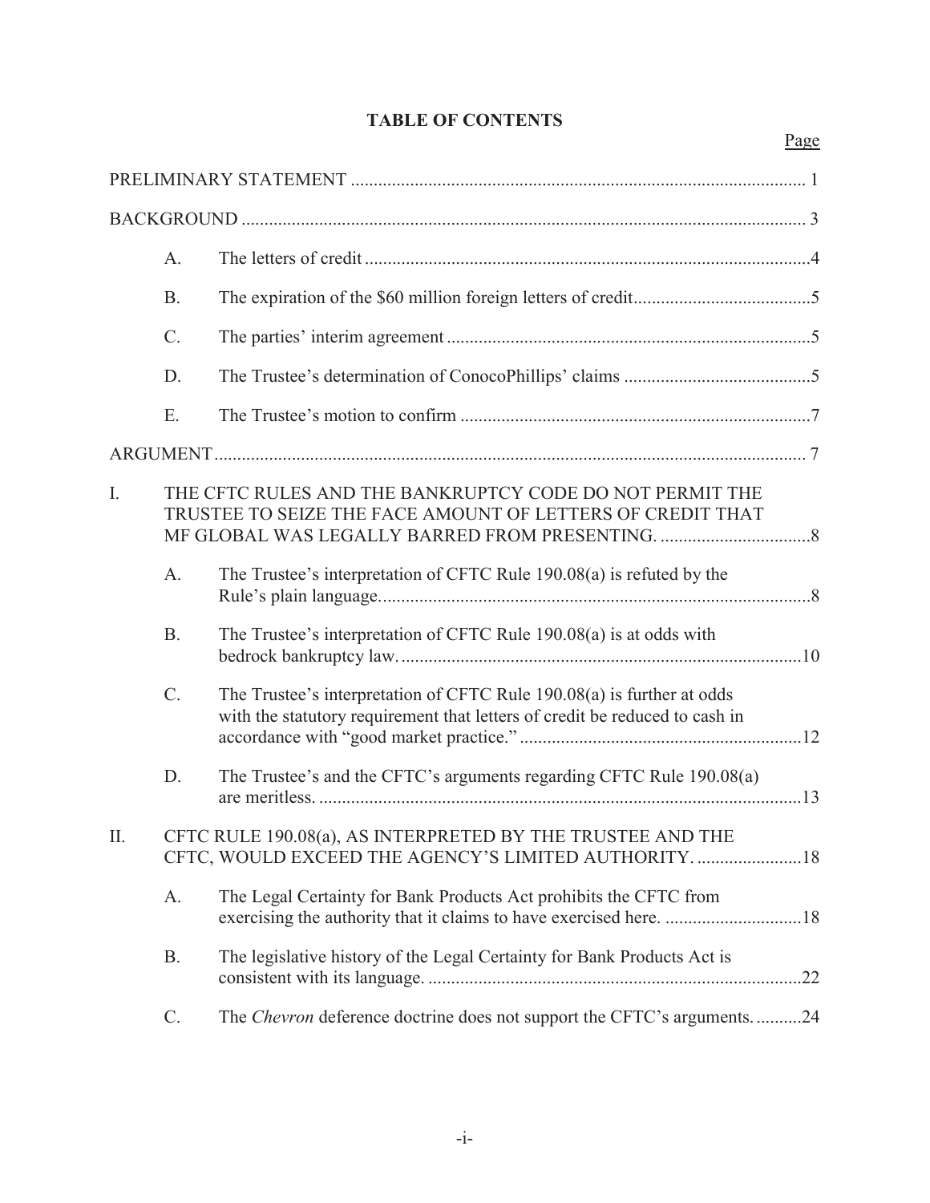# TABLE OF CONTENTS

| | | Page |
|---|---|---|
| PRELIMINARY STATEMENT | | 1 |
| BACKGROUND | | 3 |
| A. | The letters of credit | 4 |
| B. | The expiration of the $60 million foreign letters of credit | 5 |
| C. | The parties' interim agreement | 5 |
| D. | The Trustee's determination of ConocoPhillips' claims | 5 |
| E. | The Trustee's motion to confirm | 7 |
| ARGUMENT | | 7 |
| I. | THE CFTC RULES AND THE BANKRUPTCY CODE DO NOT PERMIT THE TRUSTEE TO SEIZE THE FACE AMOUNT OF LETTERS OF CREDIT THAT MF GLOBAL WAS LEGALLY BARRED FROM PRESENTING. | 8 |
| A. | The Trustee's interpretation of CFTC Rule 190.08(a) is refuted by the Rule's plain language. | 8 |
| B. | The Trustee's interpretation of CFTC Rule 190.08(a) is at odds with bedrock bankruptcy law. | 10 |
| C. | The Trustee's interpretation of CFTC Rule 190.08(a) is further at odds with the statutory requirement that letters of credit be reduced to cash in accordance with "good market practice." | 12 |
| D. | The Trustee's and the CFTC's arguments regarding CFTC Rule 190.08(a) are meritless. | 13 |
| II. | CFTC RULE 190.08(a), AS INTERPRETED BY THE TRUSTEE AND THE CFTC, WOULD EXCEED THE AGENCY'S LIMITED AUTHORITY. | 18 |
| A. | The Legal Certainty for Bank Products Act prohibits the CFTC from exercising the authority that it claims to have exercised here. | 18 |
| B. | The legislative history of the Legal Certainty for Bank Products Act is consistent with its language. | 22 |
| C. | The *Chevron* deference doctrine does not support the CFTC's arguments. | 24 |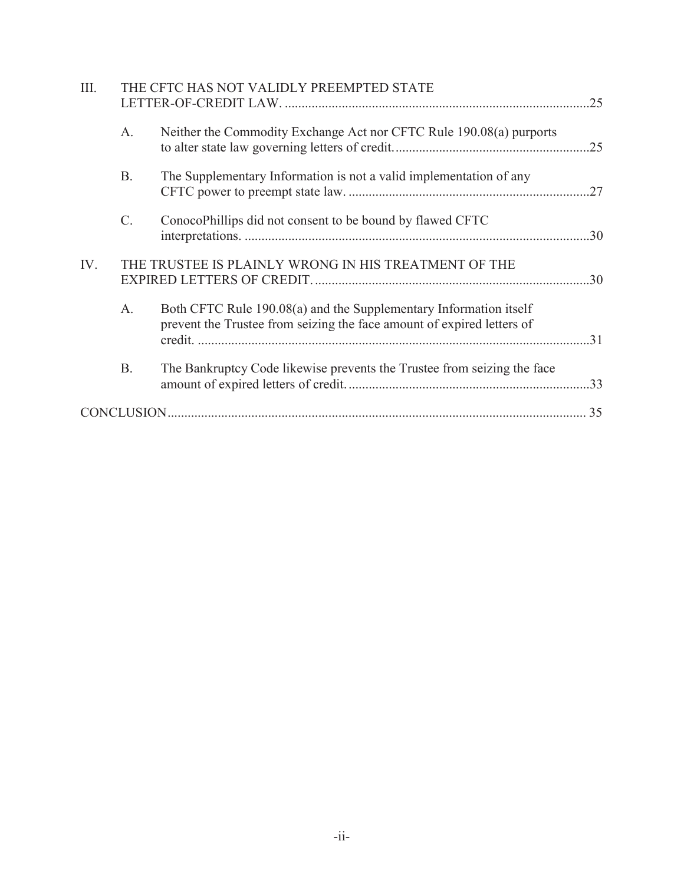III. THE CFTC HAS NOT VALIDLY PREEMPTED STATE LETTER-OF-CREDIT LAW. ....... 25

A. Neither the Commodity Exchange Act nor CFTC Rule 190.08(a) purports to alter state law governing letters of credit. ....... 25

B. The Supplementary Information is not a valid implementation of any CFTC power to preempt state law. ....... 27

C. ConocoPhillips did not consent to be bound by flawed CFTC interpretations. ....... 30

IV. THE TRUSTEE IS PLAINLY WRONG IN HIS TREATMENT OF THE EXPIRED LETTERS OF CREDIT. ....... 30

A. Both CFTC Rule 190.08(a) and the Supplementary Information itself prevent the Trustee from seizing the face amount of expired letters of credit. ....... 31

B. The Bankruptcy Code likewise prevents the Trustee from seizing the face amount of expired letters of credit. ....... 33

CONCLUSION ....... 35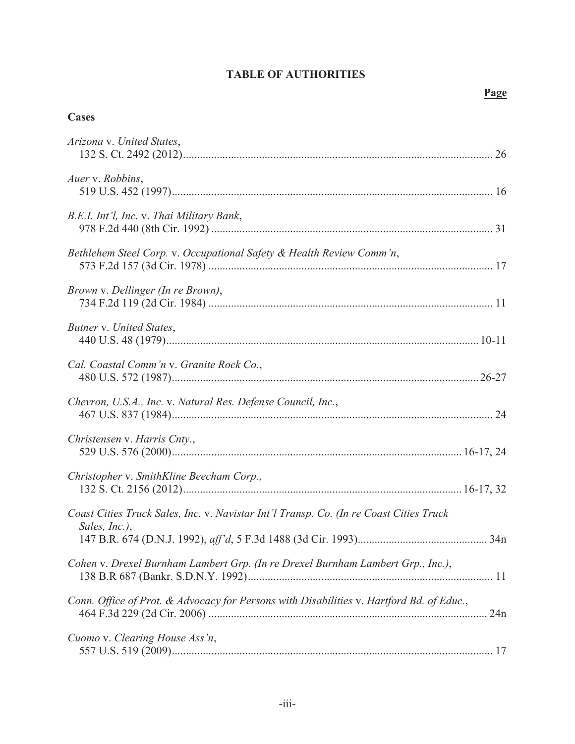# TABLE OF AUTHORITIES

**Page**

**Cases**

*Arizona* v. *United States*,
132 S. Ct. 2492 (2012) .......... 26

*Auer* v. *Robbins*,
519 U.S. 452 (1997) .......... 16

*B.E.I. Int'l, Inc.* v. *Thai Military Bank*,
978 F.2d 440 (8th Cir. 1992) .......... 31

*Bethlehem Steel Corp.* v. *Occupational Safety & Health Review Comm'n*,
573 F.2d 157 (3d Cir. 1978) .......... 17

*Brown* v. *Dellinger (In re Brown)*,
734 F.2d 119 (2d Cir. 1984) .......... 11

*Butner* v. *United States*,
440 U.S. 48 (1979) .......... 10-11

*Cal. Coastal Comm'n* v. *Granite Rock Co.*,
480 U.S. 572 (1987) .......... 26-27

*Chevron, U.S.A., Inc.* v. *Natural Res. Defense Council, Inc.*,
467 U.S. 837 (1984) .......... 24

*Christensen* v. *Harris Cnty.*,
529 U.S. 576 (2000) .......... 16-17, 24

*Christopher* v. *SmithKline Beecham Corp.*,
132 S. Ct. 2156 (2012) .......... 16-17, 32

*Coast Cities Truck Sales, Inc.* v. *Navistar Int'l Transp. Co. (In re Coast Cities Truck Sales, Inc.)*,
147 B.R. 674 (D.N.J. 1992), *aff'd*, 5 F.3d 1488 (3d Cir. 1993) .......... 34n

*Cohen* v. *Drexel Burnham Lambert Grp. (In re Drexel Burnham Lambert Grp., Inc.)*,
138 B.R 687 (Bankr. S.D.N.Y. 1992) .......... 11

*Conn. Office of Prot. & Advocacy for Persons with Disabilities* v. *Hartford Bd. of Educ.*,
464 F.3d 229 (2d Cir. 2006) .......... 24n

*Cuomo* v. *Clearing House Ass'n*,
557 U.S. 519 (2009) .......... 17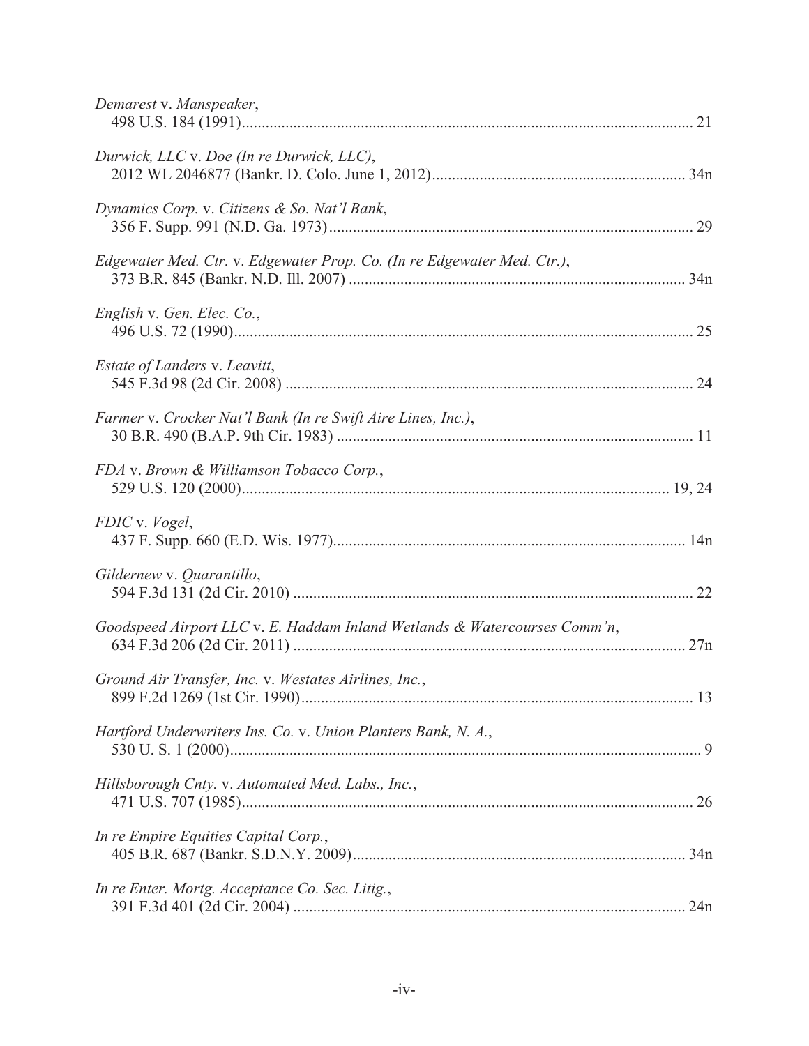*Demarest* v. *Manspeaker*,
498 U.S. 184 (1991) ........................................................................................................... 21

*Durwick, LLC* v. *Doe (In re Durwick, LLC)*,
2012 WL 2046877 (Bankr. D. Colo. June 1, 2012) ............................................................... 34n

*Dynamics Corp.* v. *Citizens & So. Nat'l Bank*,
356 F. Supp. 991 (N.D. Ga. 1973) ......................................................................................... 29

*Edgewater Med. Ctr.* v. *Edgewater Prop. Co. (In re Edgewater Med. Ctr.)*,
373 B.R. 845 (Bankr. N.D. Ill. 2007) .................................................................................... 34n

*English* v. *Gen. Elec. Co.*,
496 U.S. 72 (1990) ................................................................................................................. 25

*Estate of Landers* v. *Leavitt*,
545 F.3d 98 (2d Cir. 2008) ..................................................................................................... 24

*Farmer* v. *Crocker Nat'l Bank (In re Swift Aire Lines, Inc.)*,
30 B.R. 490 (B.A.P. 9th Cir. 1983) ........................................................................................ 11

*FDA* v. *Brown & Williamson Tobacco Corp.*,
529 U.S. 120 (2000) ......................................................................................................... 19, 24

*FDIC* v. *Vogel*,
437 F. Supp. 660 (E.D. Wis. 1977) ........................................................................................ 14n

*Gildernew* v. *Quarantillo*,
594 F.3d 131 (2d Cir. 2010) ................................................................................................... 22

*Goodspeed Airport LLC* v. *E. Haddam Inland Wetlands & Watercourses Comm'n*,
634 F.3d 206 (2d Cir. 2011) .................................................................................................. 27n

*Ground Air Transfer, Inc.* v. *Westates Airlines, Inc.*,
899 F.2d 1269 (1st Cir. 1990) ................................................................................................. 13

*Hartford Underwriters Ins. Co.* v. *Union Planters Bank, N. A.*,
530 U. S. 1 (2000) .................................................................................................................... 9

*Hillsborough Cnty.* v. *Automated Med. Labs., Inc.*,
471 U.S. 707 (1985) ................................................................................................................ 26

*In re Empire Equities Capital Corp.*,
405 B.R. 687 (Bankr. S.D.N.Y. 2009) .................................................................................. 34n

*In re Enter. Mortg. Acceptance Co. Sec. Litig.*,
391 F.3d 401 (2d Cir. 2004) .................................................................................................. 24n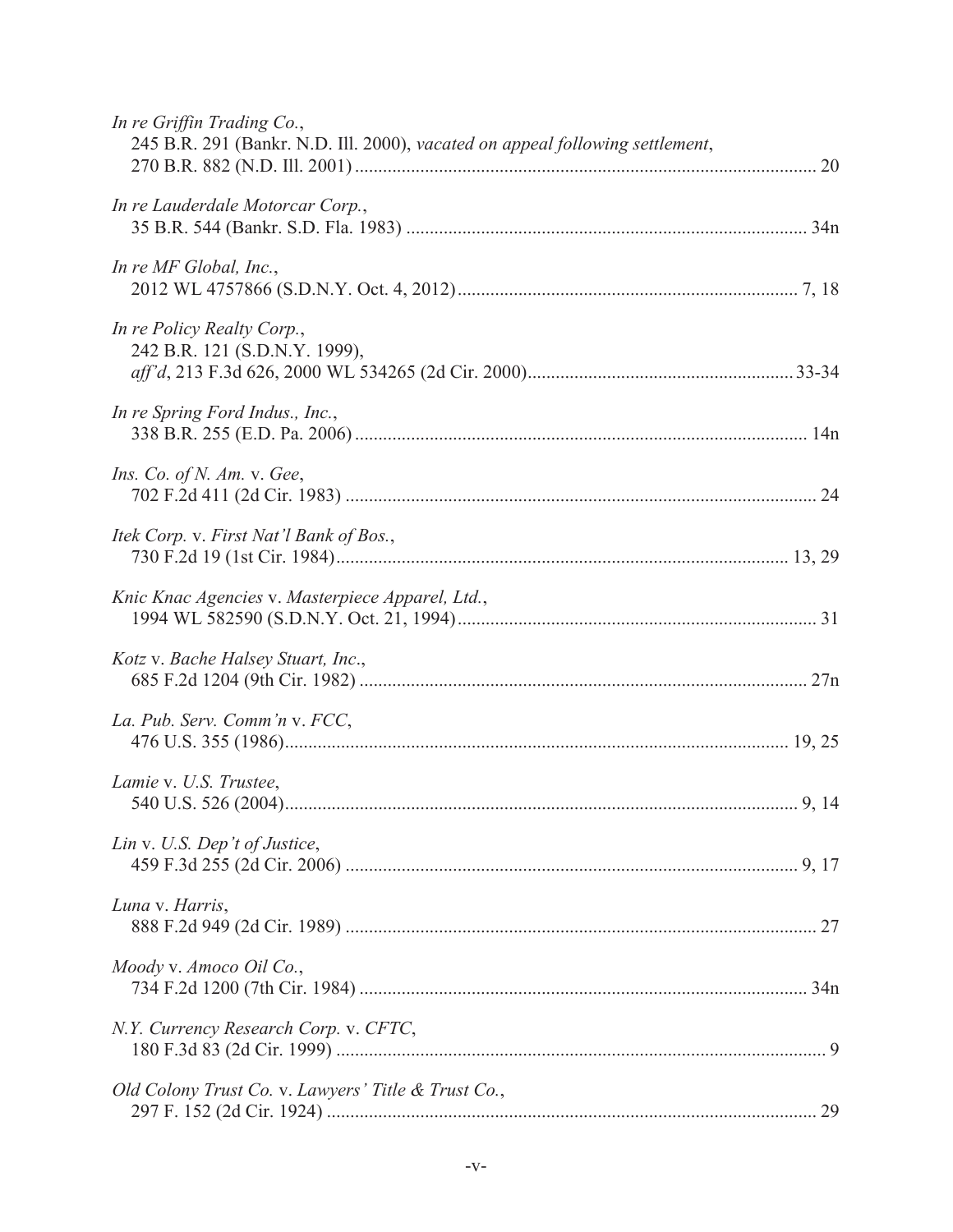*In re Griffin Trading Co.*,
245 B.R. 291 (Bankr. N.D. Ill. 2000), *vacated on appeal following settlement*,
270 B.R. 882 (N.D. Ill. 2001) ........................................................................................ 20

*In re Lauderdale Motorcar Corp.*,
35 B.R. 544 (Bankr. S.D. Fla. 1983) ........................................................................ 34n

*In re MF Global, Inc.*,
2012 WL 4757866 (S.D.N.Y. Oct. 4, 2012) ........................................................... 7, 18

*In re Policy Realty Corp.*,
242 B.R. 121 (S.D.N.Y. 1999),
*aff'd*, 213 F.3d 626, 2000 WL 534265 (2d Cir. 2000) ........................................... 33-34

*In re Spring Ford Indus., Inc.*,
338 B.R. 255 (E.D. Pa. 2006) .................................................................................. 14n

*Ins. Co. of N. Am.* v. *Gee*,
702 F.2d 411 (2d Cir. 1983) ...................................................................................... 24

*Itek Corp.* v. *First Nat'l Bank of Bos.*,
730 F.2d 19 (1st Cir. 1984) .................................................................................. 13, 29

*Knic Knac Agencies* v. *Masterpiece Apparel, Ltd.*,
1994 WL 582590 (S.D.N.Y. Oct. 21, 1994) ............................................................. 31

*Kotz* v. *Bache Halsey Stuart, Inc*.,
685 F.2d 1204 (9th Cir. 1982) ................................................................................. 27n

*La. Pub. Serv. Comm'n* v. *FCC*,
476 U.S. 355 (1986) ............................................................................................. 19, 25

*Lamie* v. *U.S. Trustee*,
540 U.S. 526 (2004) ............................................................................................... 9, 14

*Lin* v. *U.S. Dep't of Justice*,
459 F.3d 255 (2d Cir. 2006) .................................................................................. 9, 17

*Luna* v. *Harris*,
888 F.2d 949 (2d Cir. 1989) ...................................................................................... 27

*Moody* v. *Amoco Oil Co.*,
734 F.2d 1200 (7th Cir. 1984) ................................................................................. 34n

*N.Y. Currency Research Corp.* v. *CFTC*,
180 F.3d 83 (2d Cir. 1999) .......................................................................................... 9

*Old Colony Trust Co.* v. *Lawyers' Title & Trust Co.*,
297 F. 152 (2d Cir. 1924) .......................................................................................... 29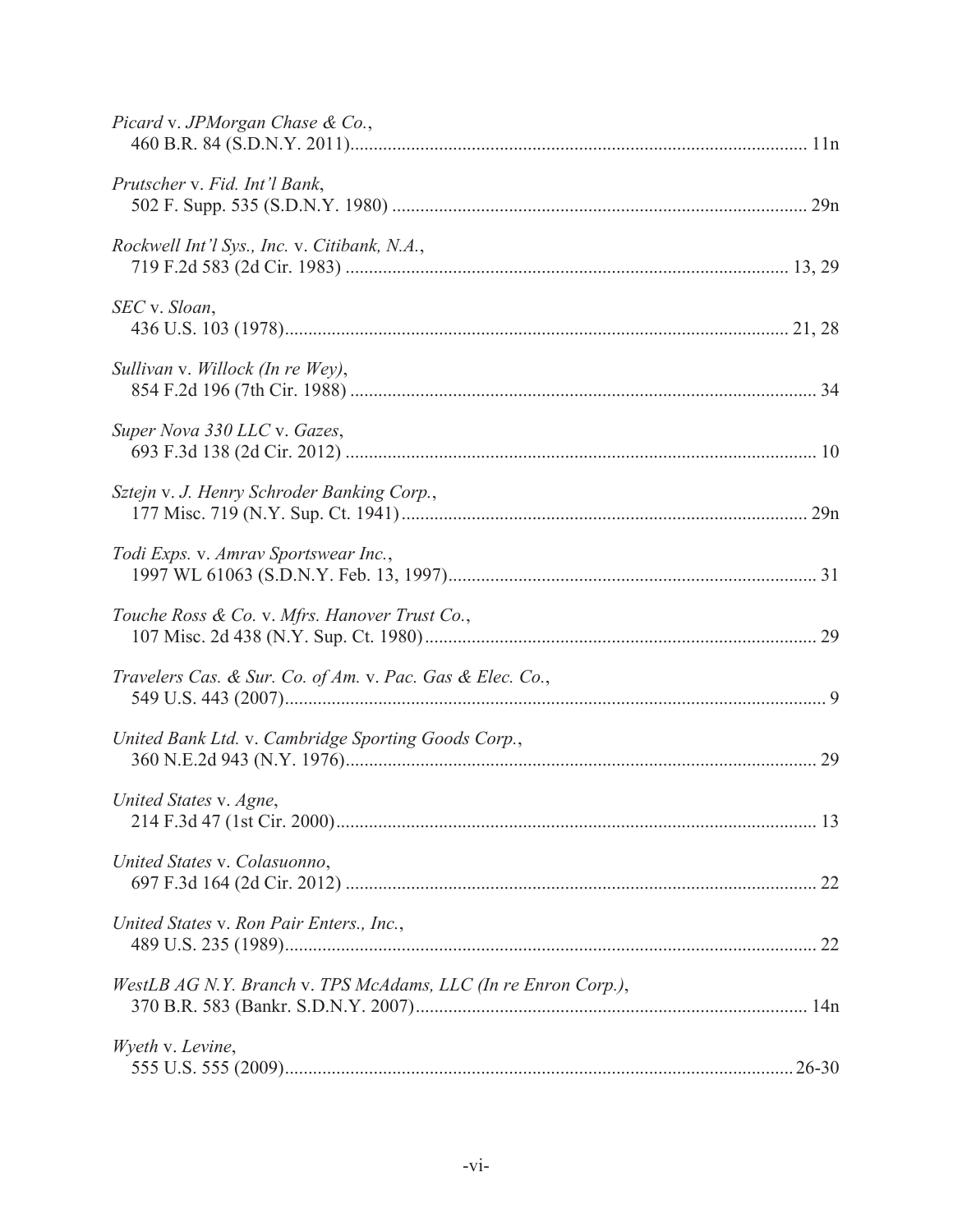*Picard* v. *JPMorgan Chase & Co.*,
460 B.R. 84 (S.D.N.Y. 2011)................................................................................................ 11n

*Prutscher* v. *Fid. Int'l Bank*,
502 F. Supp. 535 (S.D.N.Y. 1980) ........................................................................................ 29n

*Rockwell Int'l Sys., Inc.* v. *Citibank, N.A.*,
719 F.2d 583 (2d Cir. 1983) ............................................................................................. 13, 29

*SEC* v. *Sloan*,
436 U.S. 103 (1978)......................................................................................................... 21, 28

*Sullivan* v. *Willock (In re Wey)*,
854 F.2d 196 (7th Cir. 1988) .................................................................................................. 34

*Super Nova 330 LLC* v. *Gazes*,
693 F.3d 138 (2d Cir. 2012) ................................................................................................... 10

*Sztejn* v. *J. Henry Schroder Banking Corp.*,
177 Misc. 719 (N.Y. Sup. Ct. 1941)...................................................................................... 29n

*Todi Exps.* v. *Amrav Sportswear Inc.*,
1997 WL 61063 (S.D.N.Y. Feb. 13, 1997).............................................................................. 31

*Touche Ross & Co.* v. *Mfrs. Hanover Trust Co.*,
107 Misc. 2d 438 (N.Y. Sup. Ct. 1980).................................................................................. 29

*Travelers Cas. & Sur. Co. of Am.* v. *Pac. Gas & Elec. Co.*,
549 U.S. 443 (2007).................................................................................................................. 9

*United Bank Ltd.* v. *Cambridge Sporting Goods Corp.*,
360 N.E.2d 943 (N.Y. 1976).................................................................................................... 29

*United States* v. *Agne*,
214 F.3d 47 (1st Cir. 2000)...................................................................................................... 13

*United States* v. *Colasuonno*,
697 F.3d 164 (2d Cir. 2012) ................................................................................................... 22

*United States* v. *Ron Pair Enters., Inc.*,
489 U.S. 235 (1989)................................................................................................................. 22

*WestLB AG N.Y. Branch* v. *TPS McAdams, LLC (In re Enron Corp.)*,
370 B.R. 583 (Bankr. S.D.N.Y. 2007)................................................................................... 14n

*Wyeth* v. *Levine*,
555 U.S. 555 (2009)............................................................................................................ 26-30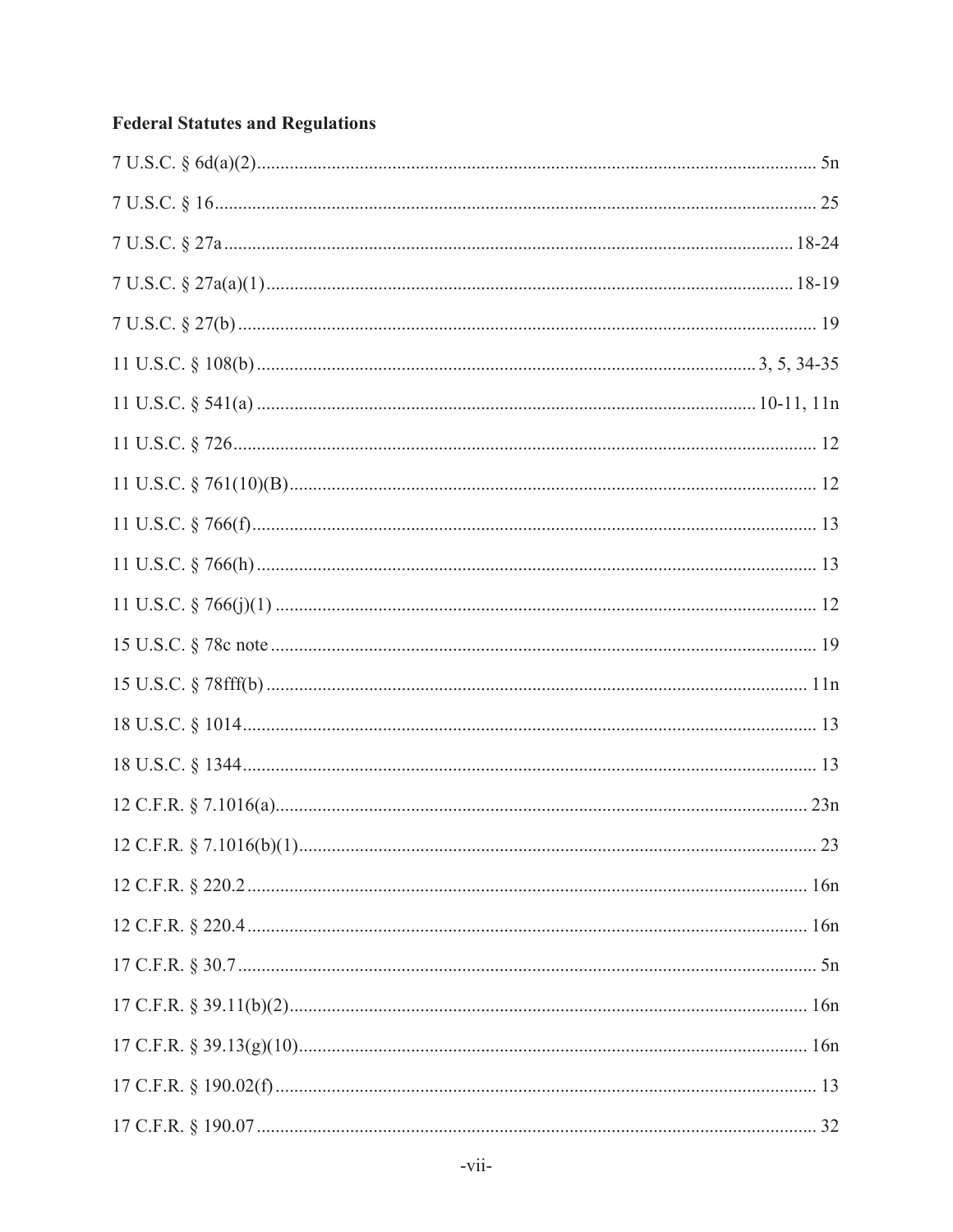**Federal Statutes and Regulations**

7 U.S.C. § 6d(a)(2) ........ 5n

7 U.S.C. § 16 ........ 25

7 U.S.C. § 27a ........ 18-24

7 U.S.C. § 27a(a)(1) ........ 18-19

7 U.S.C. § 27(b) ........ 19

11 U.S.C. § 108(b) ........ 3, 5, 34-35

11 U.S.C. § 541(a) ........ 10-11, 11n

11 U.S.C. § 726 ........ 12

11 U.S.C. § 761(10)(B) ........ 12

11 U.S.C. § 766(f) ........ 13

11 U.S.C. § 766(h) ........ 13

11 U.S.C. § 766(j)(1) ........ 12

15 U.S.C. § 78c note ........ 19

15 U.S.C. § 78fff(b) ........ 11n

18 U.S.C. § 1014 ........ 13

18 U.S.C. § 1344 ........ 13

12 C.F.R. § 7.1016(a) ........ 23n

12 C.F.R. § 7.1016(b)(1) ........ 23

12 C.F.R. § 220.2 ........ 16n

12 C.F.R. § 220.4 ........ 16n

17 C.F.R. § 30.7 ........ 5n

17 C.F.R. § 39.11(b)(2) ........ 16n

17 C.F.R. § 39.13(g)(10) ........ 16n

17 C.F.R. § 190.02(f) ........ 13

17 C.F.R. § 190.07 ........ 32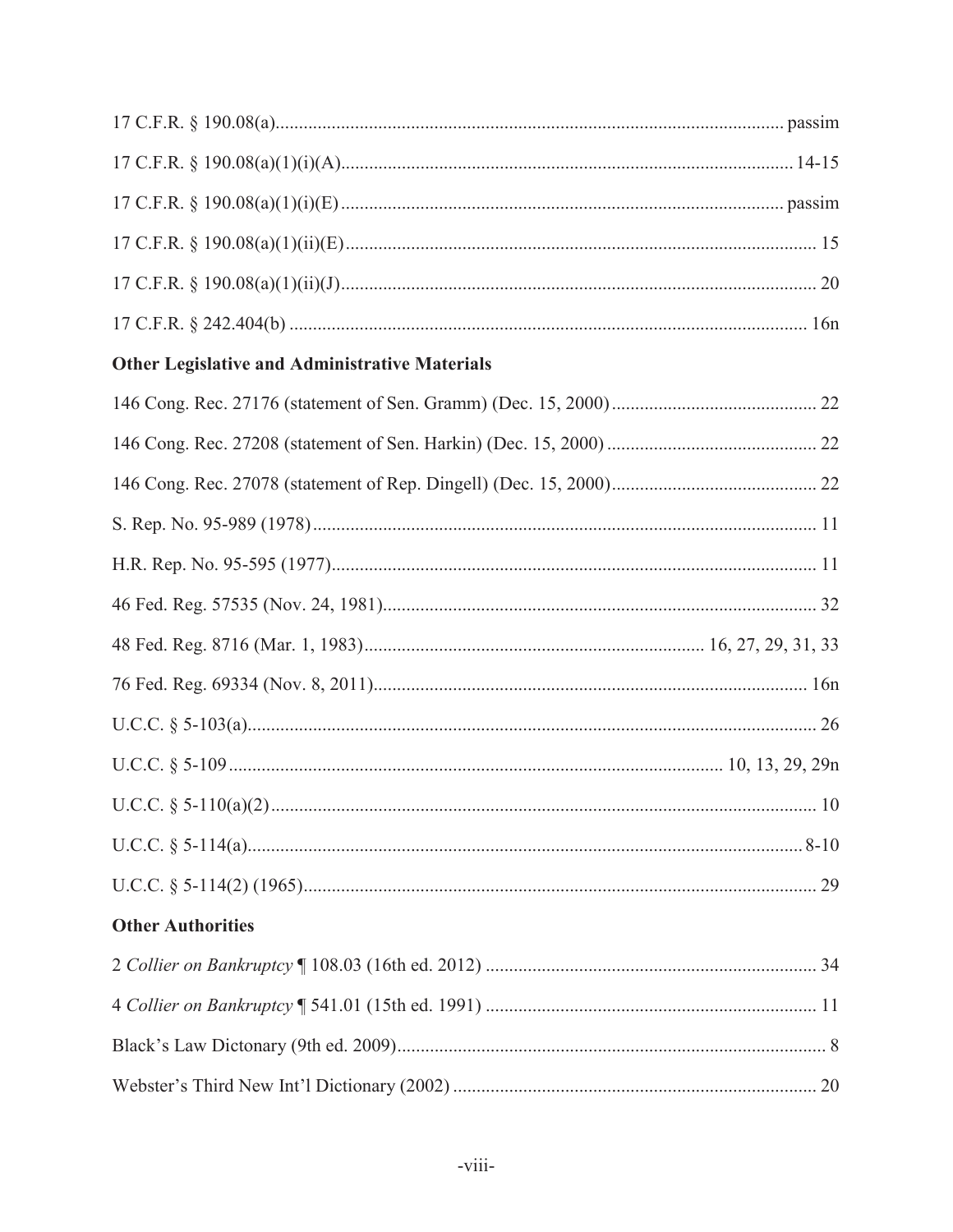17 C.F.R. § 190.08(a) ........................................................................................................ passim

17 C.F.R. § 190.08(a)(1)(i)(A) ............................................................................................. 14-15

17 C.F.R. § 190.08(a)(1)(i)(E) .......................................................................................... passim

17 C.F.R. § 190.08(a)(1)(ii)(E) .................................................................................................. 15

17 C.F.R. § 190.08(a)(1)(ii)(J) ................................................................................................... 20

17 C.F.R. § 242.404(b) ............................................................................................................ 16n

**Other Legislative and Administrative Materials**

146 Cong. Rec. 27176 (statement of Sen. Gramm) (Dec. 15, 2000) ........................................... 22

146 Cong. Rec. 27208 (statement of Sen. Harkin) (Dec. 15, 2000) ............................................ 22

146 Cong. Rec. 27078 (statement of Rep. Dingell) (Dec. 15, 2000) ........................................... 22

S. Rep. No. 95-989 (1978) .......................................................................................................... 11

H.R. Rep. No. 95-595 (1977) ...................................................................................................... 11

46 Fed. Reg. 57535 (Nov. 24, 1981) ........................................................................................... 32

48 Fed. Reg. 8716 (Mar. 1, 1983) ....................................................................... 16, 27, 29, 31, 33

76 Fed. Reg. 69334 (Nov. 8, 2011) ........................................................................................... 16n

U.C.C. § 5-103(a) ........................................................................................................................ 26

U.C.C. § 5-109 ........................................................................................................ 10, 13, 29, 29n

U.C.C. § 5-110(a)(2) ................................................................................................................... 10

U.C.C. § 5-114(a) ..................................................................................................................... 8-10

U.C.C. § 5-114(2) (1965) ............................................................................................................ 29

**Other Authorities**

2 *Collier on Bankruptcy* ¶ 108.03 (16th ed. 2012) ...................................................................... 34

4 *Collier on Bankruptcy* ¶ 541.01 (15th ed. 1991) ...................................................................... 11

Black's Law Dictonary (9th ed. 2009) ........................................................................................... 8

Webster's Third New Int'l Dictionary (2002) ............................................................................. 20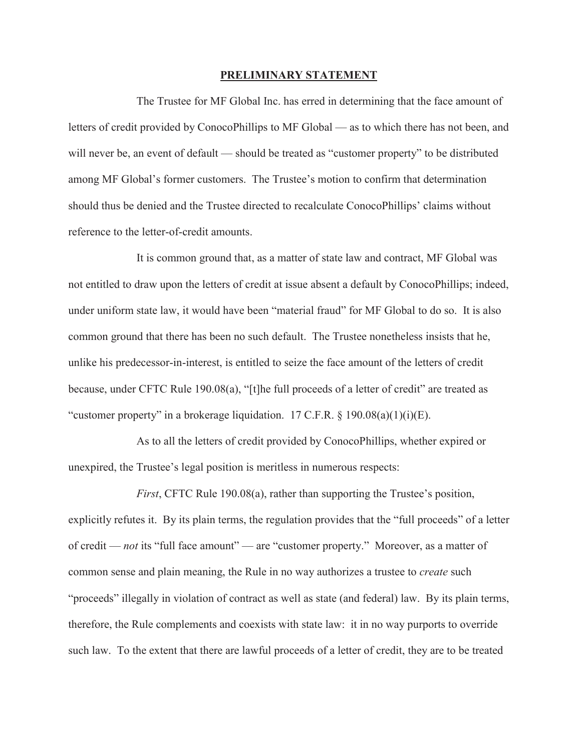## PRELIMINARY STATEMENT

The Trustee for MF Global Inc. has erred in determining that the face amount of letters of credit provided by ConocoPhillips to MF Global — as to which there has not been, and will never be, an event of default — should be treated as "customer property" to be distributed among MF Global's former customers. The Trustee's motion to confirm that determination should thus be denied and the Trustee directed to recalculate ConocoPhillips' claims without reference to the letter-of-credit amounts.

It is common ground that, as a matter of state law and contract, MF Global was not entitled to draw upon the letters of credit at issue absent a default by ConocoPhillips; indeed, under uniform state law, it would have been "material fraud" for MF Global to do so. It is also common ground that there has been no such default. The Trustee nonetheless insists that he, unlike his predecessor-in-interest, is entitled to seize the face amount of the letters of credit because, under CFTC Rule 190.08(a), "[t]he full proceeds of a letter of credit" are treated as "customer property" in a brokerage liquidation. 17 C.F.R. § 190.08(a)(1)(i)(E).

As to all the letters of credit provided by ConocoPhillips, whether expired or unexpired, the Trustee's legal position is meritless in numerous respects:

*First*, CFTC Rule 190.08(a), rather than supporting the Trustee's position, explicitly refutes it. By its plain terms, the regulation provides that the "full proceeds" of a letter of credit — *not* its "full face amount" — are "customer property." Moreover, as a matter of common sense and plain meaning, the Rule in no way authorizes a trustee to *create* such "proceeds" illegally in violation of contract as well as state (and federal) law. By its plain terms, therefore, the Rule complements and coexists with state law: it in no way purports to override such law. To the extent that there are lawful proceeds of a letter of credit, they are to be treated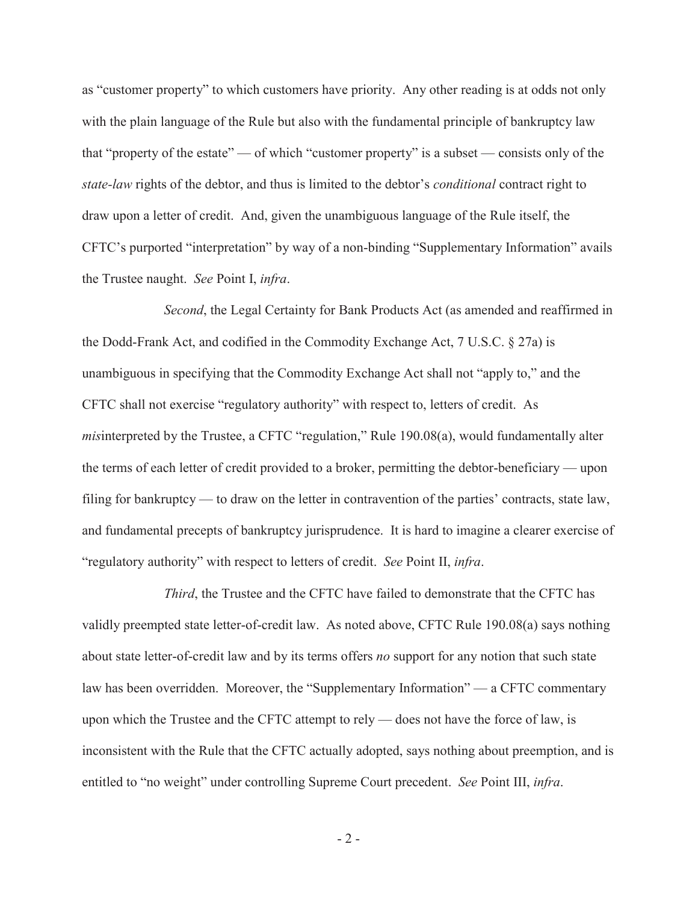as "customer property" to which customers have priority. Any other reading is at odds not only with the plain language of the Rule but also with the fundamental principle of bankruptcy law that "property of the estate" — of which "customer property" is a subset — consists only of the *state-law* rights of the debtor, and thus is limited to the debtor's *conditional* contract right to draw upon a letter of credit. And, given the unambiguous language of the Rule itself, the CFTC's purported "interpretation" by way of a non-binding "Supplementary Information" avails the Trustee naught. *See* Point I, *infra*.

*Second*, the Legal Certainty for Bank Products Act (as amended and reaffirmed in the Dodd-Frank Act, and codified in the Commodity Exchange Act, 7 U.S.C. § 27a) is unambiguous in specifying that the Commodity Exchange Act shall not "apply to," and the CFTC shall not exercise "regulatory authority" with respect to, letters of credit. As *mis*interpreted by the Trustee, a CFTC "regulation," Rule 190.08(a), would fundamentally alter the terms of each letter of credit provided to a broker, permitting the debtor-beneficiary — upon filing for bankruptcy — to draw on the letter in contravention of the parties' contracts, state law, and fundamental precepts of bankruptcy jurisprudence. It is hard to imagine a clearer exercise of "regulatory authority" with respect to letters of credit. *See* Point II, *infra*.

*Third*, the Trustee and the CFTC have failed to demonstrate that the CFTC has validly preempted state letter-of-credit law. As noted above, CFTC Rule 190.08(a) says nothing about state letter-of-credit law and by its terms offers *no* support for any notion that such state law has been overridden. Moreover, the "Supplementary Information" — a CFTC commentary upon which the Trustee and the CFTC attempt to rely — does not have the force of law, is inconsistent with the Rule that the CFTC actually adopted, says nothing about preemption, and is entitled to "no weight" under controlling Supreme Court precedent. *See* Point III, *infra*.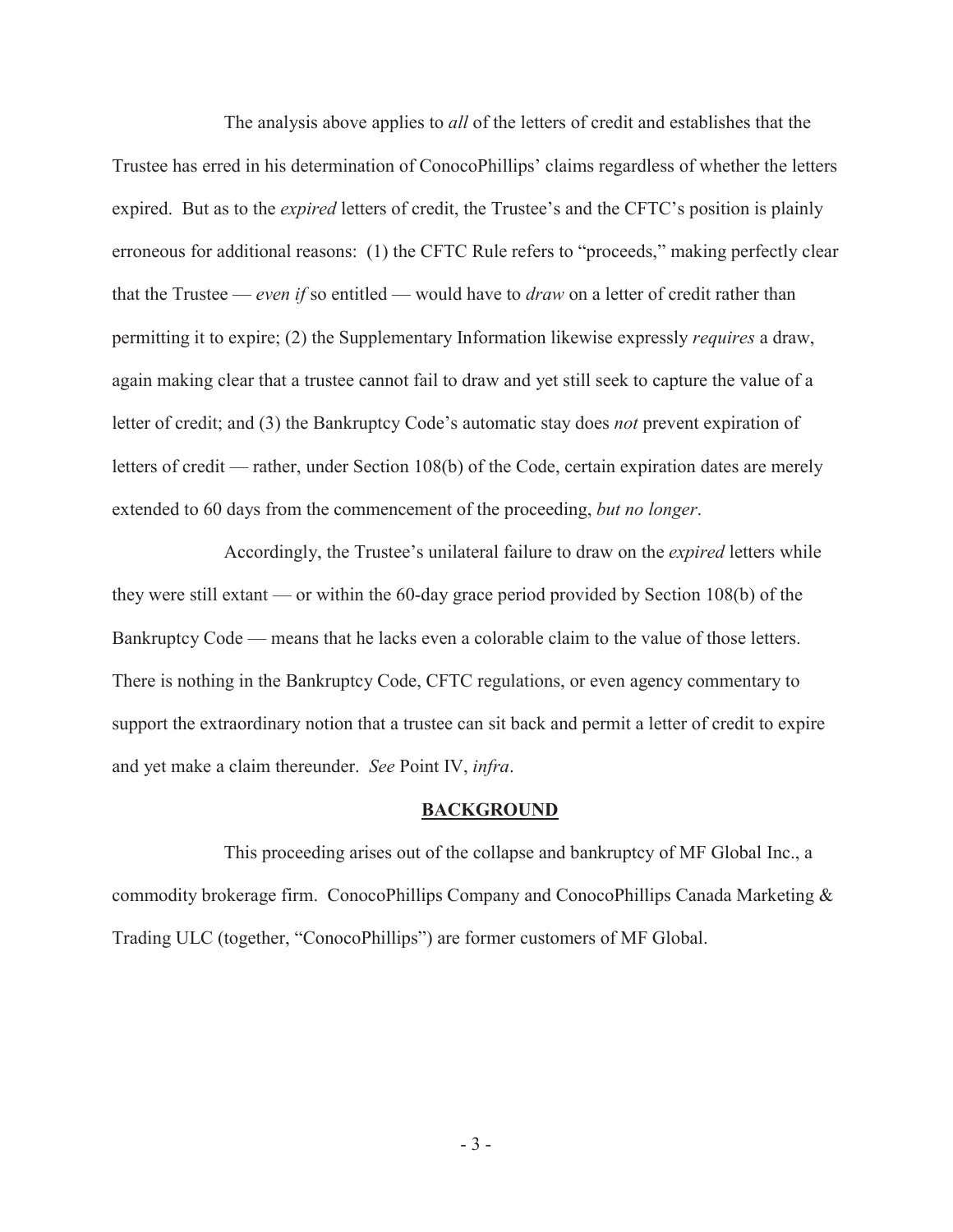The analysis above applies to *all* of the letters of credit and establishes that the Trustee has erred in his determination of ConocoPhillips' claims regardless of whether the letters expired. But as to the *expired* letters of credit, the Trustee's and the CFTC's position is plainly erroneous for additional reasons: (1) the CFTC Rule refers to "proceeds," making perfectly clear that the Trustee — *even if* so entitled — would have to *draw* on a letter of credit rather than permitting it to expire; (2) the Supplementary Information likewise expressly *requires* a draw, again making clear that a trustee cannot fail to draw and yet still seek to capture the value of a letter of credit; and (3) the Bankruptcy Code's automatic stay does *not* prevent expiration of letters of credit — rather, under Section 108(b) of the Code, certain expiration dates are merely extended to 60 days from the commencement of the proceeding, *but no longer*.

Accordingly, the Trustee's unilateral failure to draw on the *expired* letters while they were still extant — or within the 60-day grace period provided by Section 108(b) of the Bankruptcy Code — means that he lacks even a colorable claim to the value of those letters. There is nothing in the Bankruptcy Code, CFTC regulations, or even agency commentary to support the extraordinary notion that a trustee can sit back and permit a letter of credit to expire and yet make a claim thereunder. *See* Point IV, *infra*.

## BACKGROUND

This proceeding arises out of the collapse and bankruptcy of MF Global Inc., a commodity brokerage firm. ConocoPhillips Company and ConocoPhillips Canada Marketing & Trading ULC (together, "ConocoPhillips") are former customers of MF Global.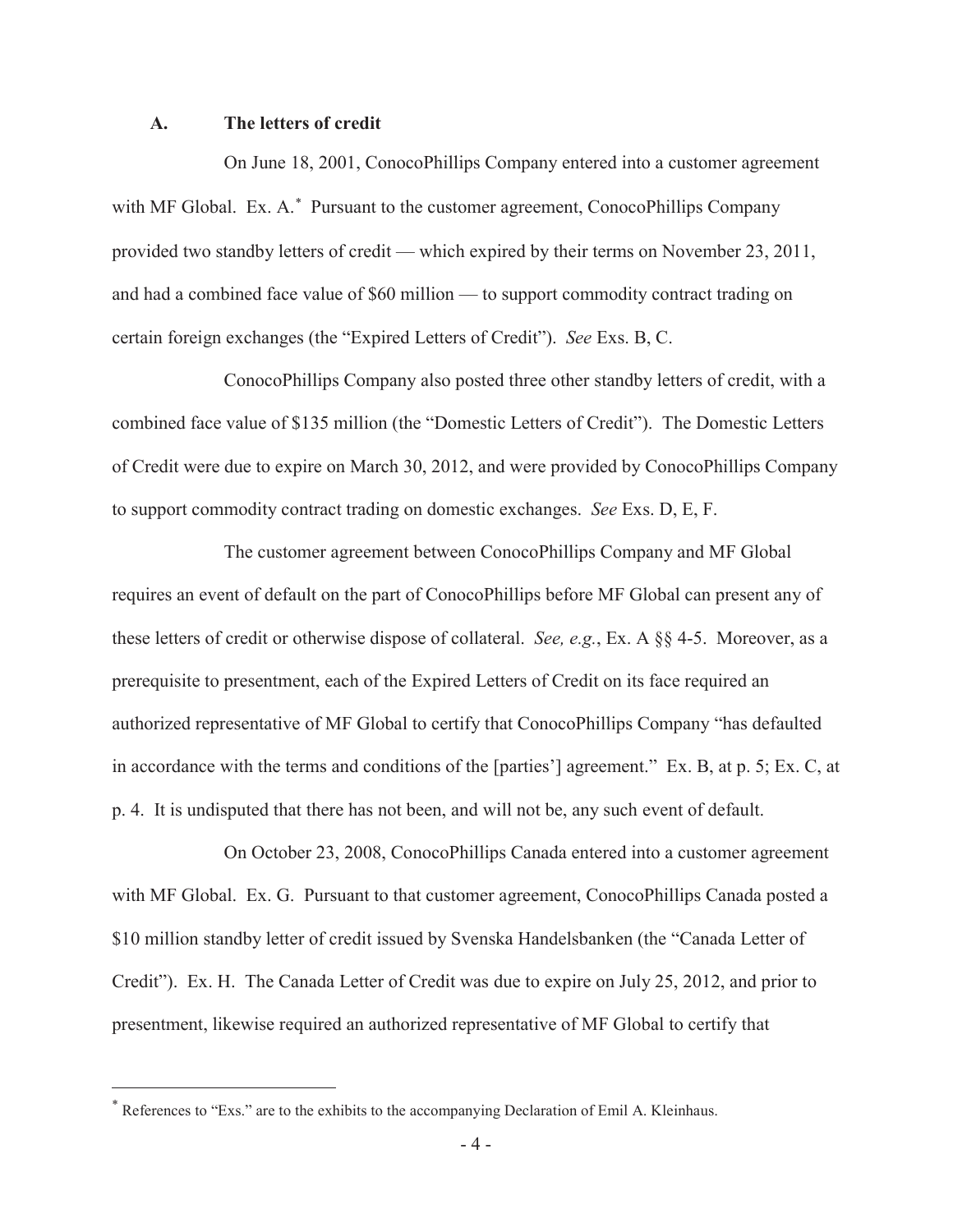### A. The letters of credit

On June 18, 2001, ConocoPhillips Company entered into a customer agreement with MF Global. Ex. A.* Pursuant to the customer agreement, ConocoPhillips Company provided two standby letters of credit — which expired by their terms on November 23, 2011, and had a combined face value of $60 million — to support commodity contract trading on certain foreign exchanges (the "Expired Letters of Credit"). *See* Exs. B, C.

ConocoPhillips Company also posted three other standby letters of credit, with a combined face value of $135 million (the "Domestic Letters of Credit"). The Domestic Letters of Credit were due to expire on March 30, 2012, and were provided by ConocoPhillips Company to support commodity contract trading on domestic exchanges. *See* Exs. D, E, F.

The customer agreement between ConocoPhillips Company and MF Global requires an event of default on the part of ConocoPhillips before MF Global can present any of these letters of credit or otherwise dispose of collateral. *See, e.g.*, Ex. A §§ 4-5. Moreover, as a prerequisite to presentment, each of the Expired Letters of Credit on its face required an authorized representative of MF Global to certify that ConocoPhillips Company "has defaulted in accordance with the terms and conditions of the [parties'] agreement." Ex. B, at p. 5; Ex. C, at p. 4. It is undisputed that there has not been, and will not be, any such event of default.

On October 23, 2008, ConocoPhillips Canada entered into a customer agreement with MF Global. Ex. G. Pursuant to that customer agreement, ConocoPhillips Canada posted a $10 million standby letter of credit issued by Svenska Handelsbanken (the "Canada Letter of Credit"). Ex. H. The Canada Letter of Credit was due to expire on July 25, 2012, and prior to presentment, likewise required an authorized representative of MF Global to certify that

---

\* References to "Exs." are to the exhibits to the accompanying Declaration of Emil A. Kleinhaus.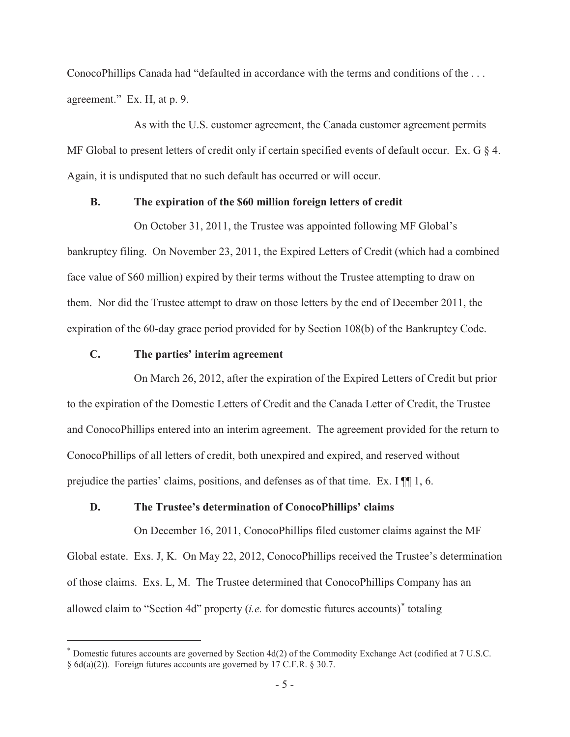ConocoPhillips Canada had "defaulted in accordance with the terms and conditions of the . . . agreement." Ex. H, at p. 9.

As with the U.S. customer agreement, the Canada customer agreement permits MF Global to present letters of credit only if certain specified events of default occur. Ex. G § 4. Again, it is undisputed that no such default has occurred or will occur.

### B. The expiration of the $60 million foreign letters of credit

On October 31, 2011, the Trustee was appointed following MF Global's bankruptcy filing. On November 23, 2011, the Expired Letters of Credit (which had a combined face value of $60 million) expired by their terms without the Trustee attempting to draw on them. Nor did the Trustee attempt to draw on those letters by the end of December 2011, the expiration of the 60-day grace period provided for by Section 108(b) of the Bankruptcy Code.

### C. The parties' interim agreement

On March 26, 2012, after the expiration of the Expired Letters of Credit but prior to the expiration of the Domestic Letters of Credit and the Canada Letter of Credit, the Trustee and ConocoPhillips entered into an interim agreement. The agreement provided for the return to ConocoPhillips of all letters of credit, both unexpired and expired, and reserved without prejudice the parties' claims, positions, and defenses as of that time. Ex. I ¶¶ 1, 6.

### D. The Trustee's determination of ConocoPhillips' claims

On December 16, 2011, ConocoPhillips filed customer claims against the MF Global estate. Exs. J, K. On May 22, 2012, ConocoPhillips received the Trustee's determination of those claims. Exs. L, M. The Trustee determined that ConocoPhillips Company has an allowed claim to "Section 4d" property (*i.e.* for domestic futures accounts)* totaling

---

* Domestic futures accounts are governed by Section 4d(2) of the Commodity Exchange Act (codified at 7 U.S.C. § 6d(a)(2)). Foreign futures accounts are governed by 17 C.F.R. § 30.7.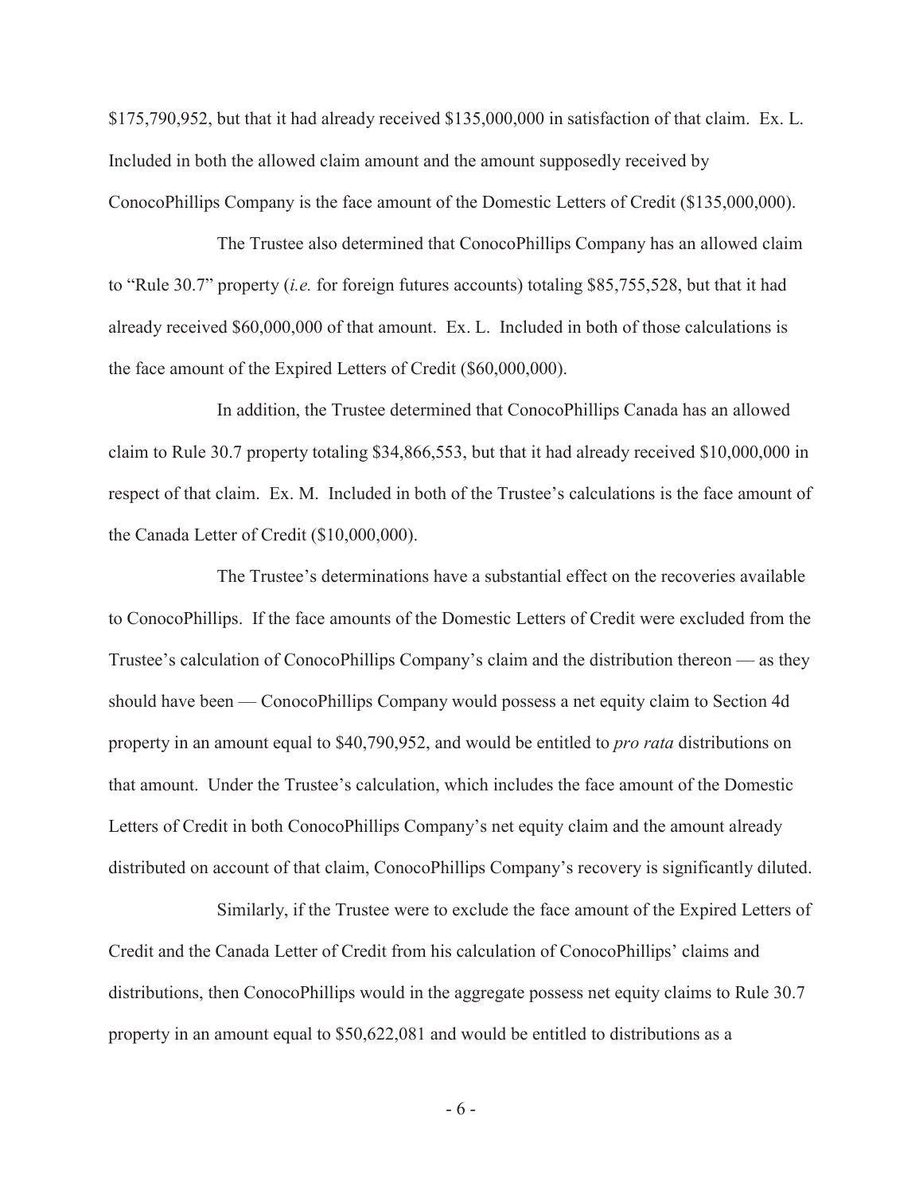$175,790,952, but that it had already received $135,000,000 in satisfaction of that claim. Ex. L. Included in both the allowed claim amount and the amount supposedly received by ConocoPhillips Company is the face amount of the Domestic Letters of Credit ($135,000,000).

The Trustee also determined that ConocoPhillips Company has an allowed claim to "Rule 30.7" property (*i.e.* for foreign futures accounts) totaling $85,755,528, but that it had already received $60,000,000 of that amount. Ex. L. Included in both of those calculations is the face amount of the Expired Letters of Credit ($60,000,000).

In addition, the Trustee determined that ConocoPhillips Canada has an allowed claim to Rule 30.7 property totaling $34,866,553, but that it had already received $10,000,000 in respect of that claim. Ex. M. Included in both of the Trustee's calculations is the face amount of the Canada Letter of Credit ($10,000,000).

The Trustee's determinations have a substantial effect on the recoveries available to ConocoPhillips. If the face amounts of the Domestic Letters of Credit were excluded from the Trustee's calculation of ConocoPhillips Company's claim and the distribution thereon — as they should have been — ConocoPhillips Company would possess a net equity claim to Section 4d property in an amount equal to $40,790,952, and would be entitled to *pro rata* distributions on that amount. Under the Trustee's calculation, which includes the face amount of the Domestic Letters of Credit in both ConocoPhillips Company's net equity claim and the amount already distributed on account of that claim, ConocoPhillips Company's recovery is significantly diluted.

Similarly, if the Trustee were to exclude the face amount of the Expired Letters of Credit and the Canada Letter of Credit from his calculation of ConocoPhillips' claims and distributions, then ConocoPhillips would in the aggregate possess net equity claims to Rule 30.7 property in an amount equal to $50,622,081 and would be entitled to distributions as a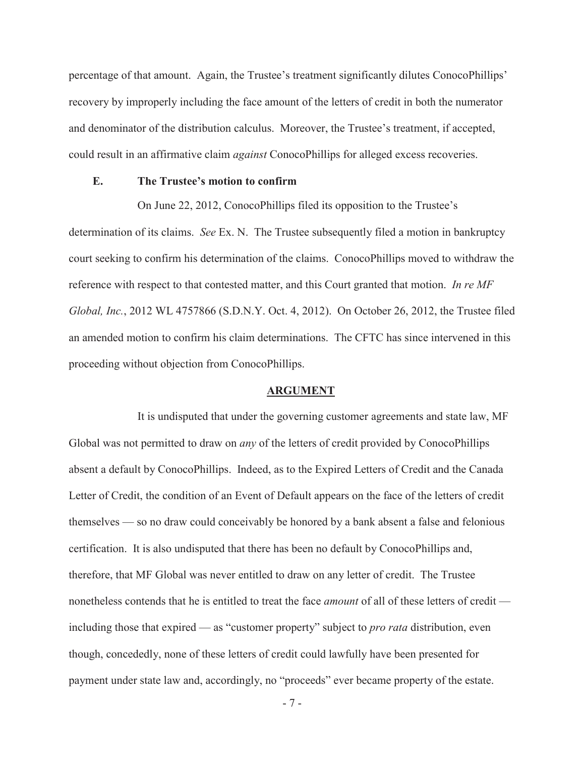percentage of that amount. Again, the Trustee's treatment significantly dilutes ConocoPhillips' recovery by improperly including the face amount of the letters of credit in both the numerator and denominator of the distribution calculus. Moreover, the Trustee's treatment, if accepted, could result in an affirmative claim *against* ConocoPhillips for alleged excess recoveries.

### E. The Trustee's motion to confirm

On June 22, 2012, ConocoPhillips filed its opposition to the Trustee's determination of its claims. *See* Ex. N. The Trustee subsequently filed a motion in bankruptcy court seeking to confirm his determination of the claims. ConocoPhillips moved to withdraw the reference with respect to that contested matter, and this Court granted that motion. *In re MF Global, Inc.*, 2012 WL 4757866 (S.D.N.Y. Oct. 4, 2012). On October 26, 2012, the Trustee filed an amended motion to confirm his claim determinations. The CFTC has since intervened in this proceeding without objection from ConocoPhillips.

## ARGUMENT

It is undisputed that under the governing customer agreements and state law, MF Global was not permitted to draw on *any* of the letters of credit provided by ConocoPhillips absent a default by ConocoPhillips. Indeed, as to the Expired Letters of Credit and the Canada Letter of Credit, the condition of an Event of Default appears on the face of the letters of credit themselves — so no draw could conceivably be honored by a bank absent a false and felonious certification. It is also undisputed that there has been no default by ConocoPhillips and, therefore, that MF Global was never entitled to draw on any letter of credit. The Trustee nonetheless contends that he is entitled to treat the face *amount* of all of these letters of credit — including those that expired — as "customer property" subject to *pro rata* distribution, even though, concededly, none of these letters of credit could lawfully have been presented for payment under state law and, accordingly, no "proceeds" ever became property of the estate.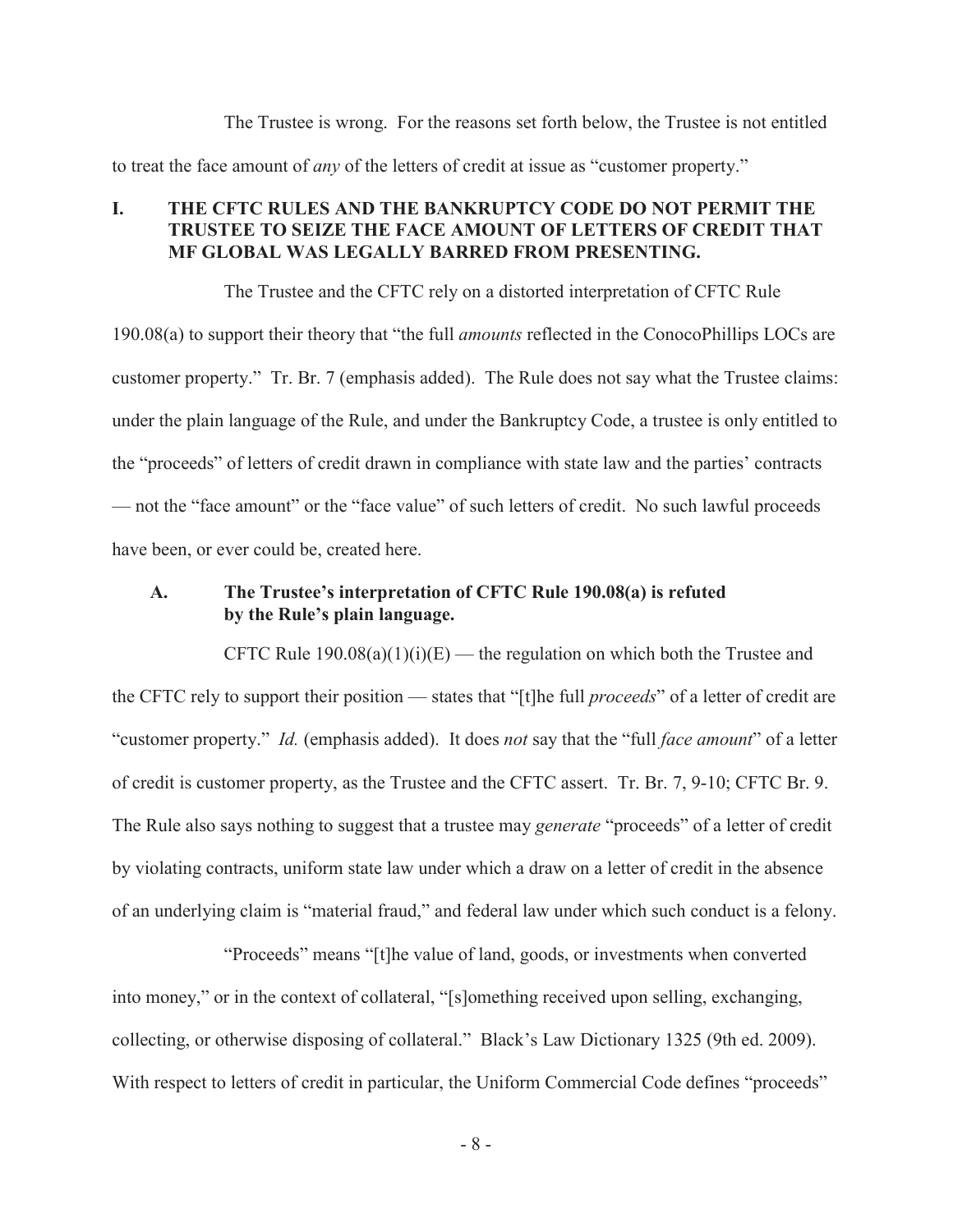The Trustee is wrong. For the reasons set forth below, the Trustee is not entitled to treat the face amount of *any* of the letters of credit at issue as "customer property."

## I. THE CFTC RULES AND THE BANKRUPTCY CODE DO NOT PERMIT THE TRUSTEE TO SEIZE THE FACE AMOUNT OF LETTERS OF CREDIT THAT MF GLOBAL WAS LEGALLY BARRED FROM PRESENTING.

The Trustee and the CFTC rely on a distorted interpretation of CFTC Rule 190.08(a) to support their theory that "the full *amounts* reflected in the ConocoPhillips LOCs are customer property." Tr. Br. 7 (emphasis added). The Rule does not say what the Trustee claims: under the plain language of the Rule, and under the Bankruptcy Code, a trustee is only entitled to the "proceeds" of letters of credit drawn in compliance with state law and the parties' contracts — not the "face amount" or the "face value" of such letters of credit. No such lawful proceeds have been, or ever could be, created here.

### A. The Trustee's interpretation of CFTC Rule 190.08(a) is refuted by the Rule's plain language.

CFTC Rule 190.08(a)(1)(i)(E) — the regulation on which both the Trustee and the CFTC rely to support their position — states that "[t]he full *proceeds*" of a letter of credit are "customer property." *Id.* (emphasis added). It does *not* say that the "full *face amount*" of a letter of credit is customer property, as the Trustee and the CFTC assert. Tr. Br. 7, 9-10; CFTC Br. 9. The Rule also says nothing to suggest that a trustee may *generate* "proceeds" of a letter of credit by violating contracts, uniform state law under which a draw on a letter of credit in the absence of an underlying claim is "material fraud," and federal law under which such conduct is a felony.

"Proceeds" means "[t]he value of land, goods, or investments when converted into money," or in the context of collateral, "[s]omething received upon selling, exchanging, collecting, or otherwise disposing of collateral." Black's Law Dictionary 1325 (9th ed. 2009). With respect to letters of credit in particular, the Uniform Commercial Code defines "proceeds"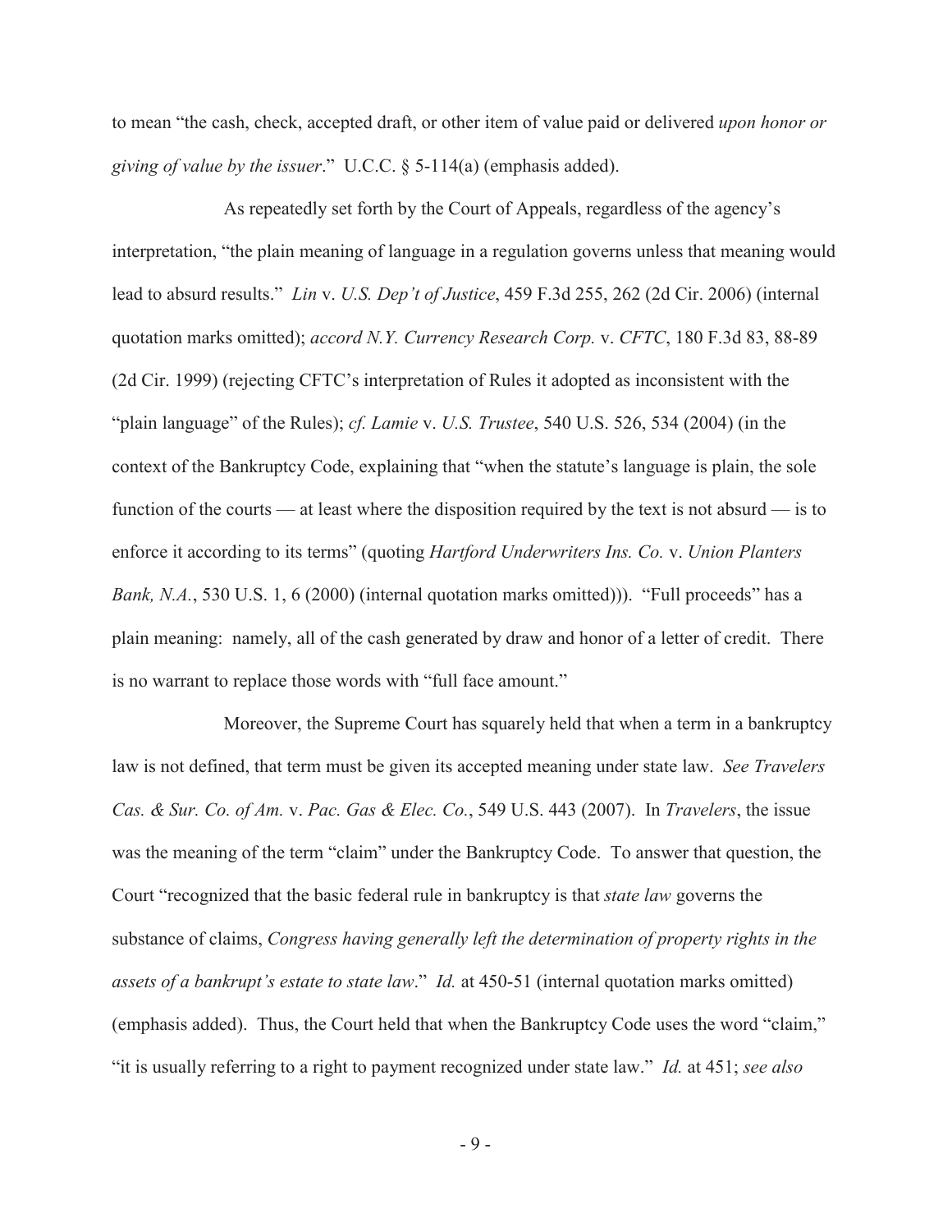to mean "the cash, check, accepted draft, or other item of value paid or delivered *upon honor or giving of value by the issuer*." U.C.C. § 5-114(a) (emphasis added).

As repeatedly set forth by the Court of Appeals, regardless of the agency's interpretation, "the plain meaning of language in a regulation governs unless that meaning would lead to absurd results." *Lin* v. *U.S. Dep't of Justice*, 459 F.3d 255, 262 (2d Cir. 2006) (internal quotation marks omitted); *accord N.Y. Currency Research Corp.* v. *CFTC*, 180 F.3d 83, 88-89 (2d Cir. 1999) (rejecting CFTC's interpretation of Rules it adopted as inconsistent with the "plain language" of the Rules); *cf. Lamie* v. *U.S. Trustee*, 540 U.S. 526, 534 (2004) (in the context of the Bankruptcy Code, explaining that "when the statute's language is plain, the sole function of the courts — at least where the disposition required by the text is not absurd — is to enforce it according to its terms" (quoting *Hartford Underwriters Ins. Co.* v. *Union Planters Bank, N.A.*, 530 U.S. 1, 6 (2000) (internal quotation marks omitted))). "Full proceeds" has a plain meaning: namely, all of the cash generated by draw and honor of a letter of credit. There is no warrant to replace those words with "full face amount."

Moreover, the Supreme Court has squarely held that when a term in a bankruptcy law is not defined, that term must be given its accepted meaning under state law. *See Travelers Cas. & Sur. Co. of Am.* v. *Pac. Gas & Elec. Co.*, 549 U.S. 443 (2007). In *Travelers*, the issue was the meaning of the term "claim" under the Bankruptcy Code. To answer that question, the Court "recognized that the basic federal rule in bankruptcy is that *state law* governs the substance of claims, *Congress having generally left the determination of property rights in the assets of a bankrupt's estate to state law*." *Id.* at 450-51 (internal quotation marks omitted) (emphasis added). Thus, the Court held that when the Bankruptcy Code uses the word "claim," "it is usually referring to a right to payment recognized under state law." *Id.* at 451; *see also*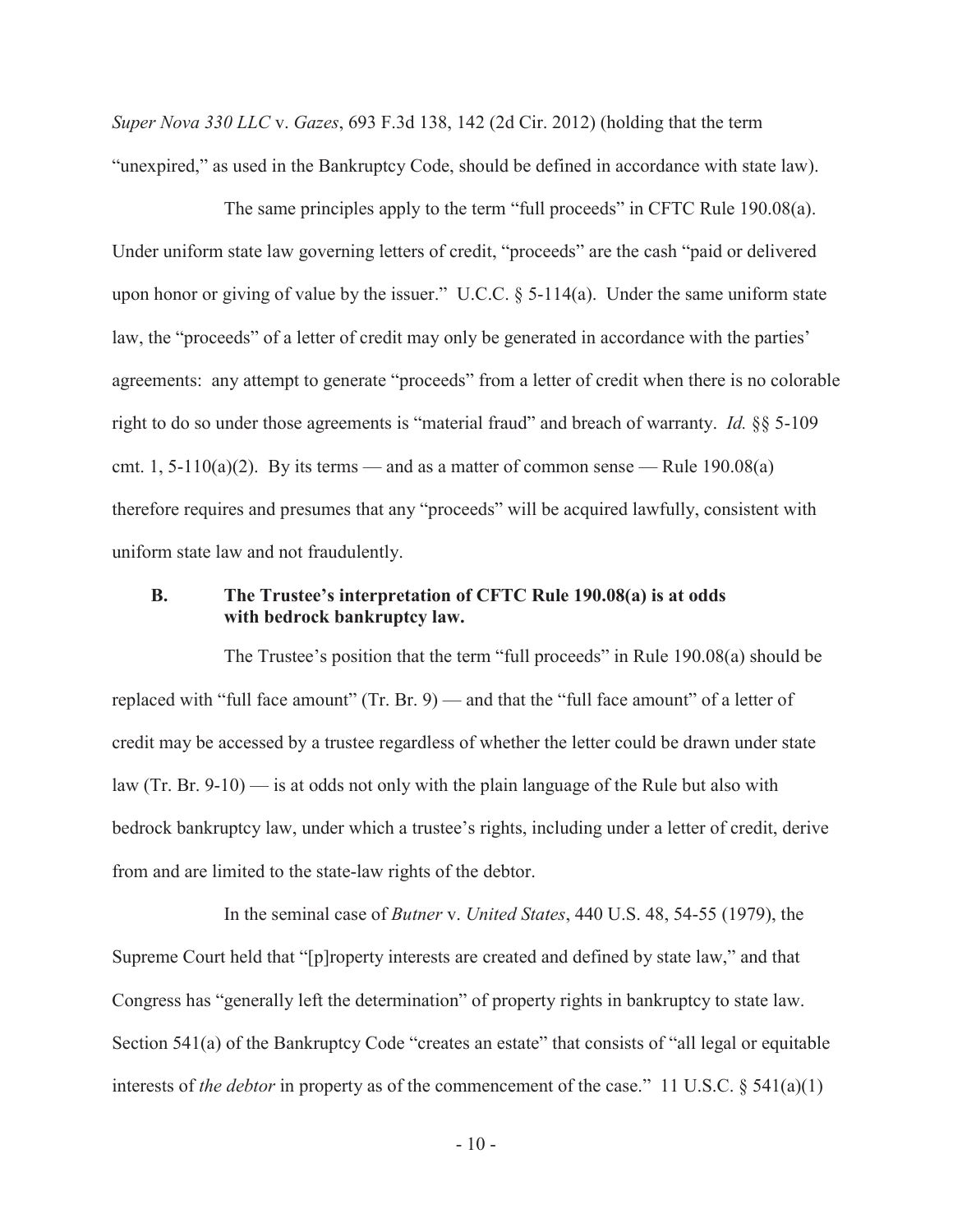*Super Nova 330 LLC* v. *Gazes*, 693 F.3d 138, 142 (2d Cir. 2012) (holding that the term "unexpired," as used in the Bankruptcy Code, should be defined in accordance with state law).

The same principles apply to the term "full proceeds" in CFTC Rule 190.08(a). Under uniform state law governing letters of credit, "proceeds" are the cash "paid or delivered upon honor or giving of value by the issuer." U.C.C. § 5-114(a). Under the same uniform state law, the "proceeds" of a letter of credit may only be generated in accordance with the parties' agreements: any attempt to generate "proceeds" from a letter of credit when there is no colorable right to do so under those agreements is "material fraud" and breach of warranty. *Id.* §§ 5-109 cmt. 1, 5-110(a)(2). By its terms — and as a matter of common sense — Rule 190.08(a) therefore requires and presumes that any "proceeds" will be acquired lawfully, consistent with uniform state law and not fraudulently.

### B. The Trustee's interpretation of CFTC Rule 190.08(a) is at odds with bedrock bankruptcy law.

The Trustee's position that the term "full proceeds" in Rule 190.08(a) should be replaced with "full face amount" (Tr. Br. 9) — and that the "full face amount" of a letter of credit may be accessed by a trustee regardless of whether the letter could be drawn under state law (Tr. Br. 9-10) — is at odds not only with the plain language of the Rule but also with bedrock bankruptcy law, under which a trustee's rights, including under a letter of credit, derive from and are limited to the state-law rights of the debtor.

In the seminal case of *Butner* v. *United States*, 440 U.S. 48, 54-55 (1979), the Supreme Court held that "[p]roperty interests are created and defined by state law," and that Congress has "generally left the determination" of property rights in bankruptcy to state law. Section 541(a) of the Bankruptcy Code "creates an estate" that consists of "all legal or equitable interests of *the debtor* in property as of the commencement of the case." 11 U.S.C. § 541(a)(1)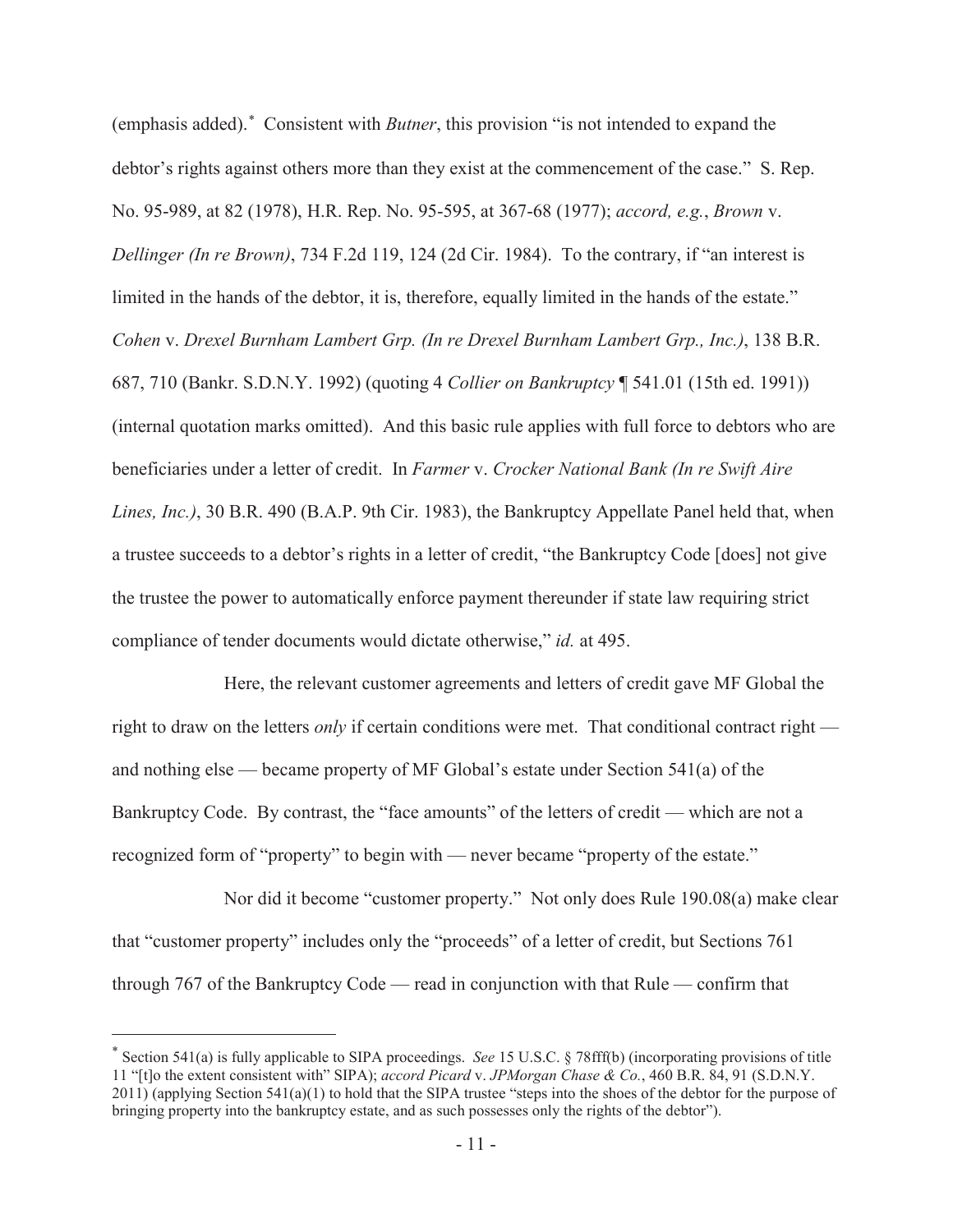(emphasis added).* Consistent with *Butner*, this provision "is not intended to expand the debtor's rights against others more than they exist at the commencement of the case." S. Rep. No. 95-989, at 82 (1978), H.R. Rep. No. 95-595, at 367-68 (1977); *accord, e.g.*, *Brown* v. *Dellinger (In re Brown)*, 734 F.2d 119, 124 (2d Cir. 1984). To the contrary, if "an interest is limited in the hands of the debtor, it is, therefore, equally limited in the hands of the estate." *Cohen* v. *Drexel Burnham Lambert Grp. (In re Drexel Burnham Lambert Grp., Inc.)*, 138 B.R. 687, 710 (Bankr. S.D.N.Y. 1992) (quoting 4 *Collier on Bankruptcy* ¶ 541.01 (15th ed. 1991)) (internal quotation marks omitted). And this basic rule applies with full force to debtors who are beneficiaries under a letter of credit. In *Farmer* v. *Crocker National Bank (In re Swift Aire Lines, Inc.)*, 30 B.R. 490 (B.A.P. 9th Cir. 1983), the Bankruptcy Appellate Panel held that, when a trustee succeeds to a debtor's rights in a letter of credit, "the Bankruptcy Code [does] not give the trustee the power to automatically enforce payment thereunder if state law requiring strict compliance of tender documents would dictate otherwise," *id.* at 495.

Here, the relevant customer agreements and letters of credit gave MF Global the right to draw on the letters *only* if certain conditions were met. That conditional contract right — and nothing else — became property of MF Global's estate under Section 541(a) of the Bankruptcy Code. By contrast, the "face amounts" of the letters of credit — which are not a recognized form of "property" to begin with — never became "property of the estate."

Nor did it become "customer property." Not only does Rule 190.08(a) make clear that "customer property" includes only the "proceeds" of a letter of credit, but Sections 761 through 767 of the Bankruptcy Code — read in conjunction with that Rule — confirm that

---

* Section 541(a) is fully applicable to SIPA proceedings. *See* 15 U.S.C. § 78fff(b) (incorporating provisions of title 11 "[t]o the extent consistent with" SIPA); *accord Picard* v. *JPMorgan Chase & Co.*, 460 B.R. 84, 91 (S.D.N.Y. 2011) (applying Section 541(a)(1) to hold that the SIPA trustee "steps into the shoes of the debtor for the purpose of bringing property into the bankruptcy estate, and as such possesses only the rights of the debtor").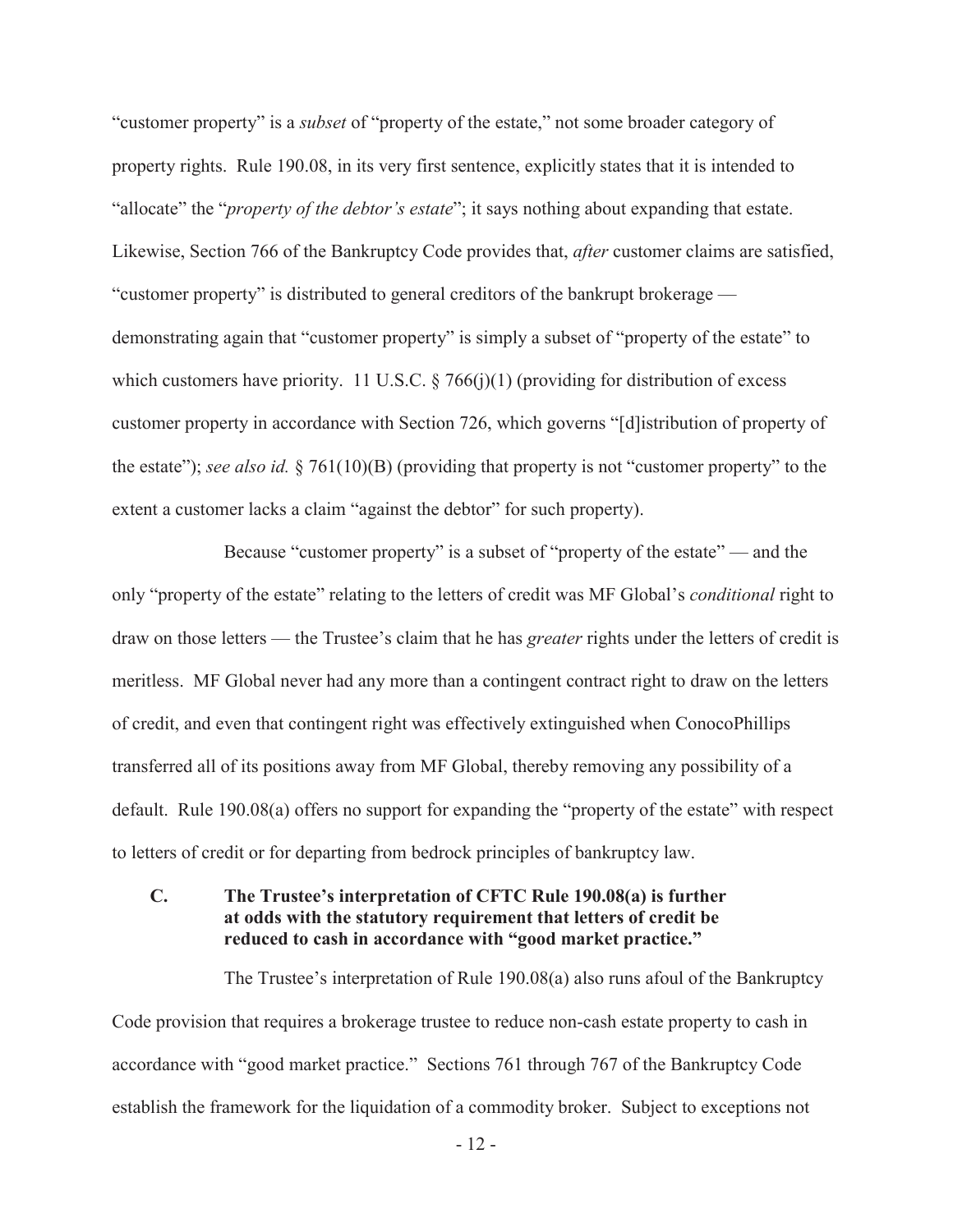"customer property" is a *subset* of "property of the estate," not some broader category of property rights. Rule 190.08, in its very first sentence, explicitly states that it is intended to "allocate" the "*property of the debtor's estate*"; it says nothing about expanding that estate. Likewise, Section 766 of the Bankruptcy Code provides that, *after* customer claims are satisfied, "customer property" is distributed to general creditors of the bankrupt brokerage — demonstrating again that "customer property" is simply a subset of "property of the estate" to which customers have priority. 11 U.S.C. § 766(j)(1) (providing for distribution of excess customer property in accordance with Section 726, which governs "[d]istribution of property of the estate"); *see also id.* § 761(10)(B) (providing that property is not "customer property" to the extent a customer lacks a claim "against the debtor" for such property).

Because "customer property" is a subset of "property of the estate" — and the only "property of the estate" relating to the letters of credit was MF Global's *conditional* right to draw on those letters — the Trustee's claim that he has *greater* rights under the letters of credit is meritless. MF Global never had any more than a contingent contract right to draw on the letters of credit, and even that contingent right was effectively extinguished when ConocoPhillips transferred all of its positions away from MF Global, thereby removing any possibility of a default. Rule 190.08(a) offers no support for expanding the "property of the estate" with respect to letters of credit or for departing from bedrock principles of bankruptcy law.

### C. The Trustee's interpretation of CFTC Rule 190.08(a) is further at odds with the statutory requirement that letters of credit be reduced to cash in accordance with "good market practice."

The Trustee's interpretation of Rule 190.08(a) also runs afoul of the Bankruptcy Code provision that requires a brokerage trustee to reduce non-cash estate property to cash in accordance with "good market practice." Sections 761 through 767 of the Bankruptcy Code establish the framework for the liquidation of a commodity broker. Subject to exceptions not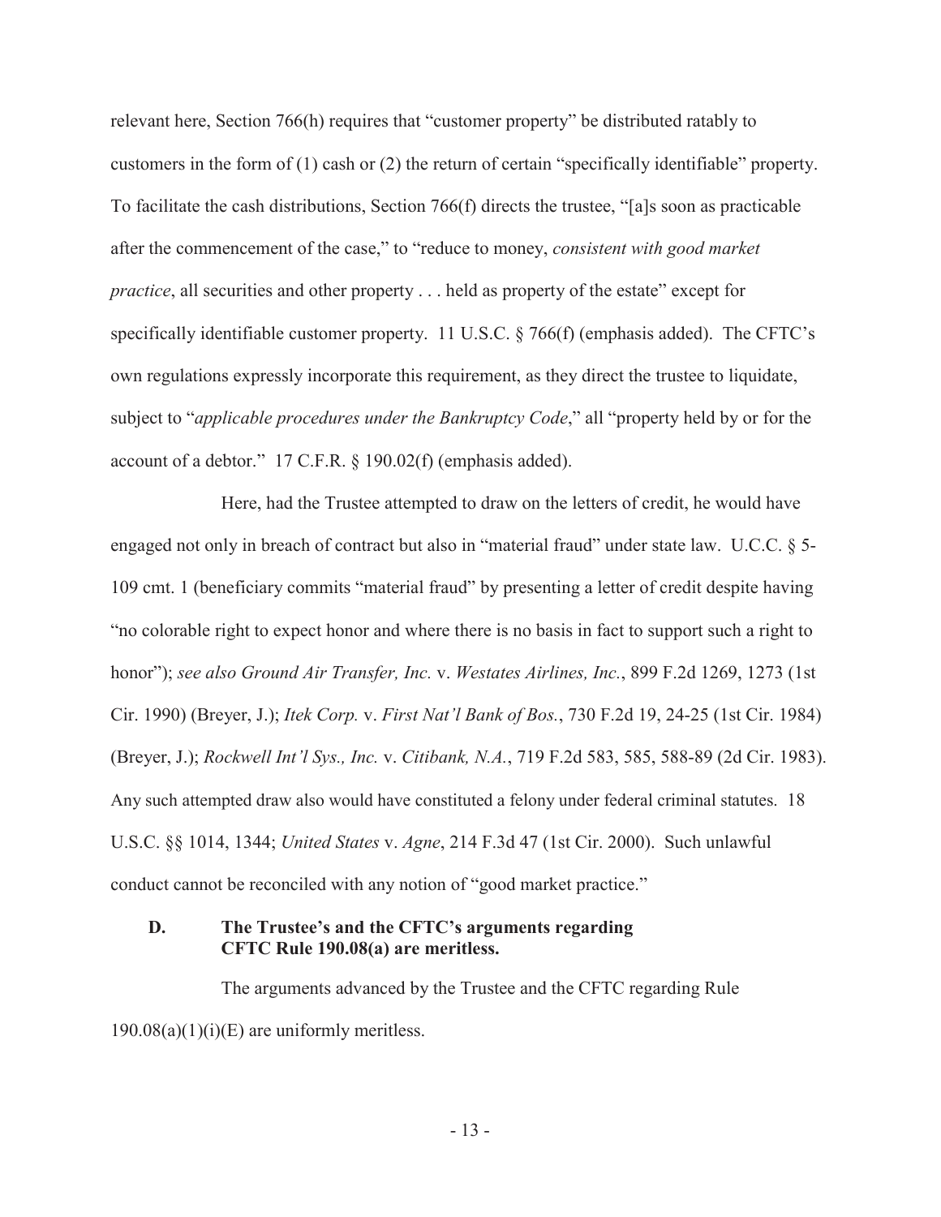relevant here, Section 766(h) requires that "customer property" be distributed ratably to customers in the form of (1) cash or (2) the return of certain "specifically identifiable" property. To facilitate the cash distributions, Section 766(f) directs the trustee, "[a]s soon as practicable after the commencement of the case," to "reduce to money, *consistent with good market practice*, all securities and other property . . . held as property of the estate" except for specifically identifiable customer property. 11 U.S.C. § 766(f) (emphasis added). The CFTC's own regulations expressly incorporate this requirement, as they direct the trustee to liquidate, subject to "*applicable procedures under the Bankruptcy Code*," all "property held by or for the account of a debtor." 17 C.F.R. § 190.02(f) (emphasis added).

Here, had the Trustee attempted to draw on the letters of credit, he would have engaged not only in breach of contract but also in "material fraud" under state law. U.C.C. § 5-109 cmt. 1 (beneficiary commits "material fraud" by presenting a letter of credit despite having "no colorable right to expect honor and where there is no basis in fact to support such a right to honor"); *see also Ground Air Transfer, Inc.* v. *Westates Airlines, Inc.*, 899 F.2d 1269, 1273 (1st Cir. 1990) (Breyer, J.); *Itek Corp.* v. *First Nat'l Bank of Bos.*, 730 F.2d 19, 24-25 (1st Cir. 1984) (Breyer, J.); *Rockwell Int'l Sys., Inc.* v. *Citibank, N.A.*, 719 F.2d 583, 585, 588-89 (2d Cir. 1983). Any such attempted draw also would have constituted a felony under federal criminal statutes. 18 U.S.C. §§ 1014, 1344; *United States* v. *Agne*, 214 F.3d 47 (1st Cir. 2000). Such unlawful conduct cannot be reconciled with any notion of "good market practice."

### D. The Trustee's and the CFTC's arguments regarding CFTC Rule 190.08(a) are meritless.

The arguments advanced by the Trustee and the CFTC regarding Rule 190.08(a)(1)(i)(E) are uniformly meritless.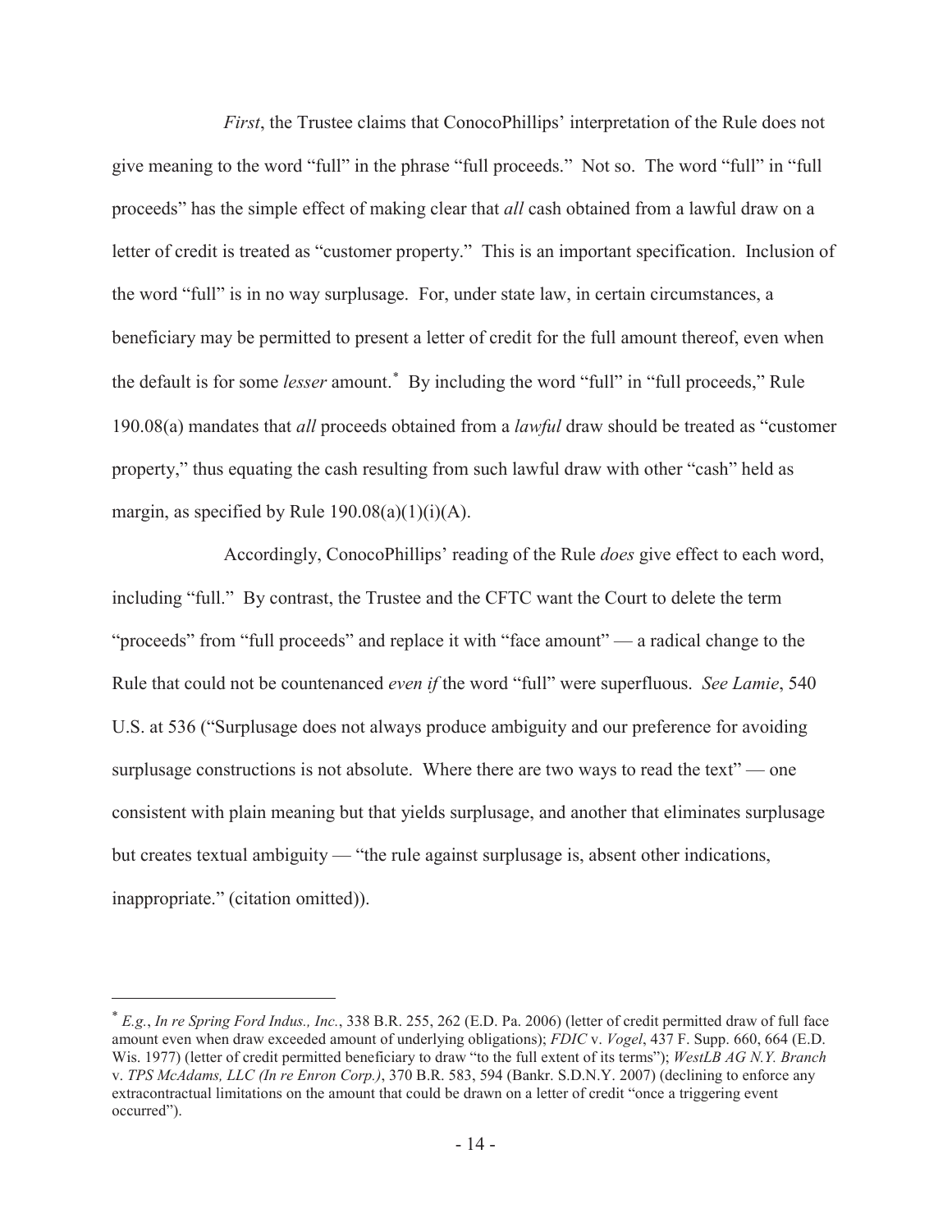*First*, the Trustee claims that ConocoPhillips' interpretation of the Rule does not give meaning to the word "full" in the phrase "full proceeds." Not so. The word "full" in "full proceeds" has the simple effect of making clear that *all* cash obtained from a lawful draw on a letter of credit is treated as "customer property." This is an important specification. Inclusion of the word "full" is in no way surplusage. For, under state law, in certain circumstances, a beneficiary may be permitted to present a letter of credit for the full amount thereof, even when the default is for some *lesser* amount.[*] By including the word "full" in "full proceeds," Rule 190.08(a) mandates that *all* proceeds obtained from a *lawful* draw should be treated as "customer property," thus equating the cash resulting from such lawful draw with other "cash" held as margin, as specified by Rule 190.08(a)(1)(i)(A).

Accordingly, ConocoPhillips' reading of the Rule *does* give effect to each word, including "full." By contrast, the Trustee and the CFTC want the Court to delete the term "proceeds" from "full proceeds" and replace it with "face amount" — a radical change to the Rule that could not be countenanced *even if* the word "full" were superfluous. *See Lamie*, 540 U.S. at 536 ("Surplusage does not always produce ambiguity and our preference for avoiding surplusage constructions is not absolute. Where there are two ways to read the text" — one consistent with plain meaning but that yields surplusage, and another that eliminates surplusage but creates textual ambiguity — "the rule against surplusage is, absent other indications, inappropriate." (citation omitted)).

---

[*] *E.g.*, *In re Spring Ford Indus., Inc.*, 338 B.R. 255, 262 (E.D. Pa. 2006) (letter of credit permitted draw of full face amount even when draw exceeded amount of underlying obligations); *FDIC* v. *Vogel*, 437 F. Supp. 660, 664 (E.D. Wis. 1977) (letter of credit permitted beneficiary to draw "to the full extent of its terms"); *WestLB AG N.Y. Branch* v. *TPS McAdams, LLC (In re Enron Corp.)*, 370 B.R. 583, 594 (Bankr. S.D.N.Y. 2007) (declining to enforce any extracontractual limitations on the amount that could be drawn on a letter of credit "once a triggering event occurred").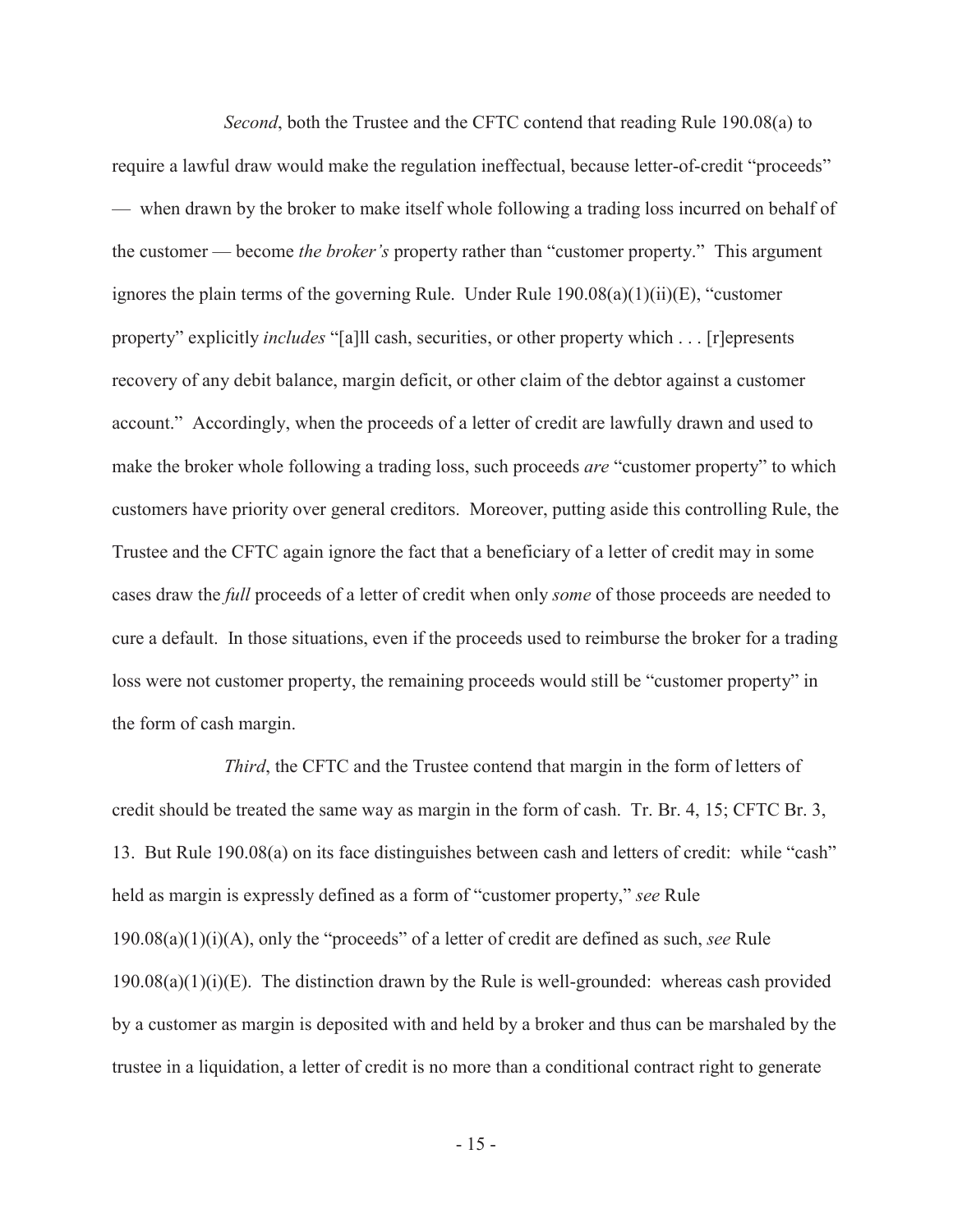*Second*, both the Trustee and the CFTC contend that reading Rule 190.08(a) to require a lawful draw would make the regulation ineffectual, because letter-of-credit "proceeds" — when drawn by the broker to make itself whole following a trading loss incurred on behalf of the customer — become *the broker's* property rather than "customer property." This argument ignores the plain terms of the governing Rule. Under Rule 190.08(a)(1)(ii)(E), "customer property" explicitly *includes* "[a]ll cash, securities, or other property which . . . [r]epresents recovery of any debit balance, margin deficit, or other claim of the debtor against a customer account." Accordingly, when the proceeds of a letter of credit are lawfully drawn and used to make the broker whole following a trading loss, such proceeds *are* "customer property" to which customers have priority over general creditors. Moreover, putting aside this controlling Rule, the Trustee and the CFTC again ignore the fact that a beneficiary of a letter of credit may in some cases draw the *full* proceeds of a letter of credit when only *some* of those proceeds are needed to cure a default. In those situations, even if the proceeds used to reimburse the broker for a trading loss were not customer property, the remaining proceeds would still be "customer property" in the form of cash margin.

*Third*, the CFTC and the Trustee contend that margin in the form of letters of credit should be treated the same way as margin in the form of cash. Tr. Br. 4, 15; CFTC Br. 3, 13. But Rule 190.08(a) on its face distinguishes between cash and letters of credit: while "cash" held as margin is expressly defined as a form of "customer property," *see* Rule 190.08(a)(1)(i)(A), only the "proceeds" of a letter of credit are defined as such, *see* Rule 190.08(a)(1)(i)(E). The distinction drawn by the Rule is well-grounded: whereas cash provided by a customer as margin is deposited with and held by a broker and thus can be marshaled by the trustee in a liquidation, a letter of credit is no more than a conditional contract right to generate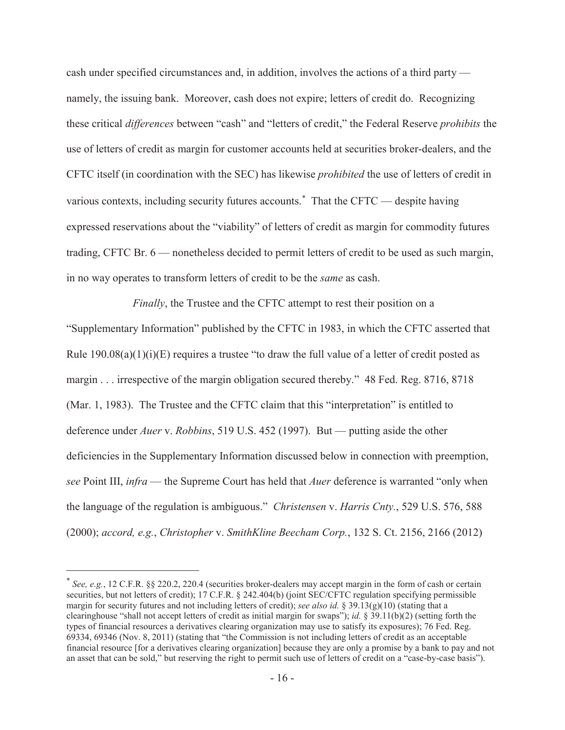cash under specified circumstances and, in addition, involves the actions of a third party — namely, the issuing bank. Moreover, cash does not expire; letters of credit do. Recognizing these critical *differences* between "cash" and "letters of credit," the Federal Reserve *prohibits* the use of letters of credit as margin for customer accounts held at securities broker-dealers, and the CFTC itself (in coordination with the SEC) has likewise *prohibited* the use of letters of credit in various contexts, including security futures accounts.* That the CFTC — despite having expressed reservations about the "viability" of letters of credit as margin for commodity futures trading, CFTC Br. 6 — nonetheless decided to permit letters of credit to be used as such margin, in no way operates to transform letters of credit to be the *same* as cash.

*Finally*, the Trustee and the CFTC attempt to rest their position on a "Supplementary Information" published by the CFTC in 1983, in which the CFTC asserted that Rule 190.08(a)(1)(i)(E) requires a trustee "to draw the full value of a letter of credit posted as margin . . . irrespective of the margin obligation secured thereby." 48 Fed. Reg. 8716, 8718 (Mar. 1, 1983). The Trustee and the CFTC claim that this "interpretation" is entitled to deference under *Auer* v. *Robbins*, 519 U.S. 452 (1997). But — putting aside the other deficiencies in the Supplementary Information discussed below in connection with preemption, *see* Point III, *infra* — the Supreme Court has held that *Auer* deference is warranted "only when the language of the regulation is ambiguous." *Christensen* v. *Harris Cnty.*, 529 U.S. 576, 588 (2000); *accord, e.g.*, *Christopher* v. *SmithKline Beecham Corp.*, 132 S. Ct. 2156, 2166 (2012)

---

\* *See, e.g.*, 12 C.F.R. §§ 220.2, 220.4 (securities broker-dealers may accept margin in the form of cash or certain securities, but not letters of credit); 17 C.F.R. § 242.404(b) (joint SEC/CFTC regulation specifying permissible margin for security futures and not including letters of credit); *see also id.* § 39.13(g)(10) (stating that a clearinghouse "shall not accept letters of credit as initial margin for swaps"); *id.* § 39.11(b)(2) (setting forth the types of financial resources a derivatives clearing organization may use to satisfy its exposures); 76 Fed. Reg. 69334, 69346 (Nov. 8, 2011) (stating that "the Commission is not including letters of credit as an acceptable financial resource [for a derivatives clearing organization] because they are only a promise by a bank to pay and not an asset that can be sold," but reserving the right to permit such use of letters of credit on a "case-by-case basis").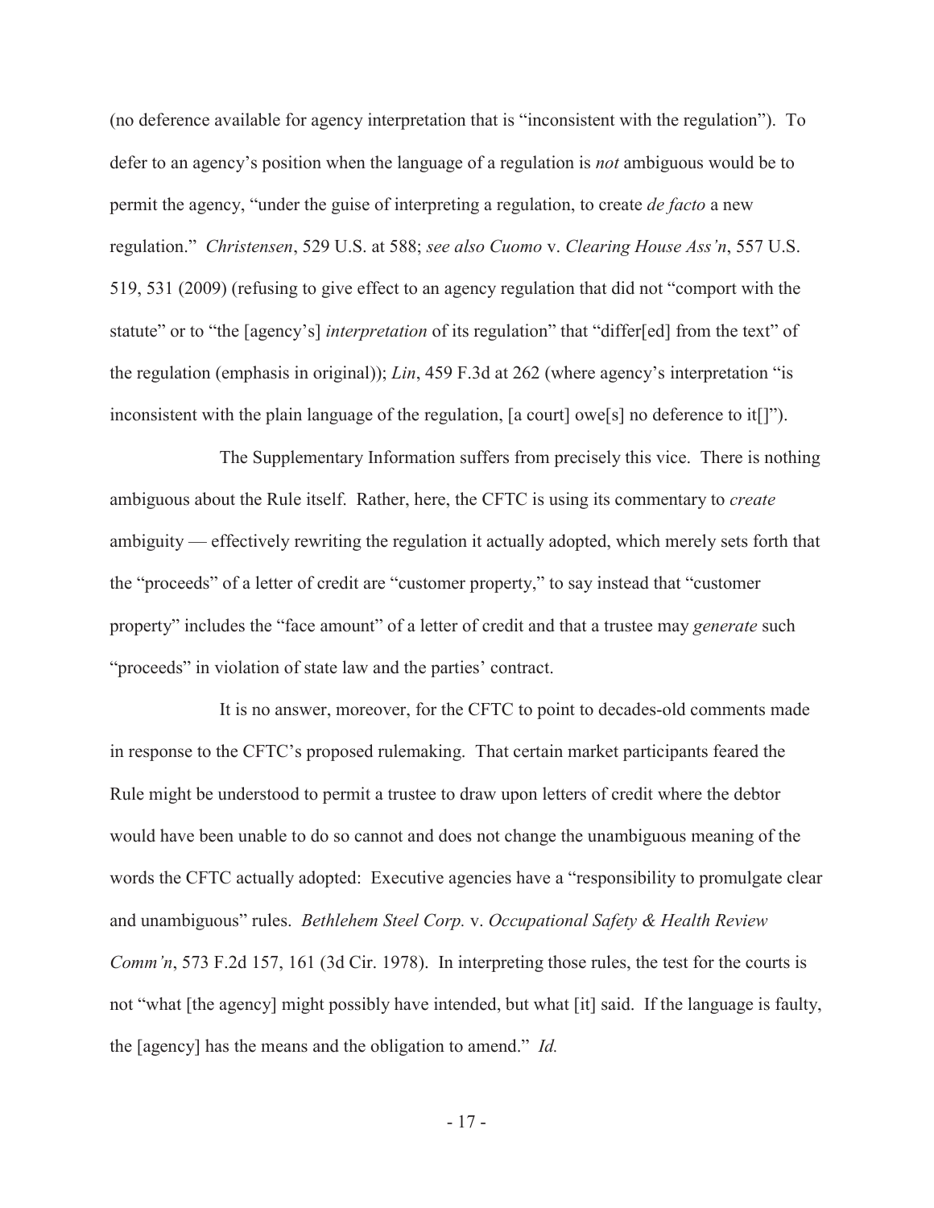(no deference available for agency interpretation that is "inconsistent with the regulation"). To defer to an agency's position when the language of a regulation is *not* ambiguous would be to permit the agency, "under the guise of interpreting a regulation, to create *de facto* a new regulation." *Christensen*, 529 U.S. at 588; *see also Cuomo* v. *Clearing House Ass'n*, 557 U.S. 519, 531 (2009) (refusing to give effect to an agency regulation that did not "comport with the statute" or to "the [agency's] *interpretation* of its regulation" that "differ[ed] from the text" of the regulation (emphasis in original)); *Lin*, 459 F.3d at 262 (where agency's interpretation "is inconsistent with the plain language of the regulation, [a court] owe[s] no deference to it[]").

The Supplementary Information suffers from precisely this vice. There is nothing ambiguous about the Rule itself. Rather, here, the CFTC is using its commentary to *create* ambiguity — effectively rewriting the regulation it actually adopted, which merely sets forth that the "proceeds" of a letter of credit are "customer property," to say instead that "customer property" includes the "face amount" of a letter of credit and that a trustee may *generate* such "proceeds" in violation of state law and the parties' contract.

It is no answer, moreover, for the CFTC to point to decades-old comments made in response to the CFTC's proposed rulemaking. That certain market participants feared the Rule might be understood to permit a trustee to draw upon letters of credit where the debtor would have been unable to do so cannot and does not change the unambiguous meaning of the words the CFTC actually adopted: Executive agencies have a "responsibility to promulgate clear and unambiguous" rules. *Bethlehem Steel Corp.* v. *Occupational Safety & Health Review Comm'n*, 573 F.2d 157, 161 (3d Cir. 1978). In interpreting those rules, the test for the courts is not "what [the agency] might possibly have intended, but what [it] said. If the language is faulty, the [agency] has the means and the obligation to amend." *Id.*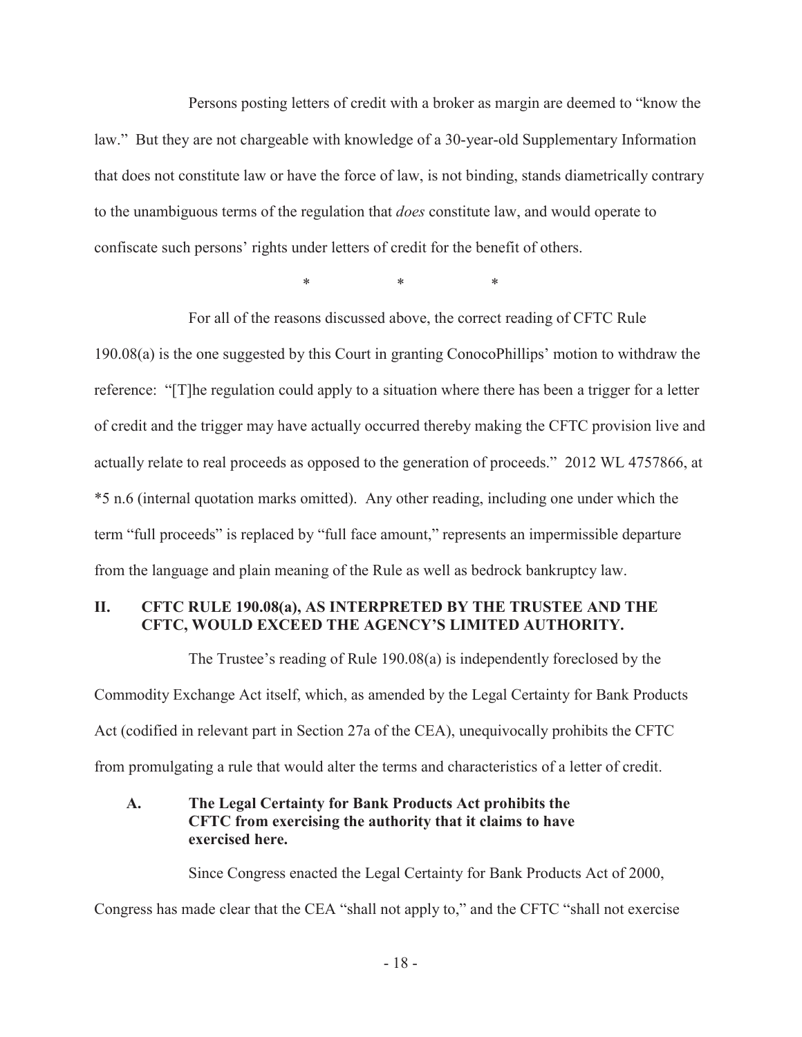Persons posting letters of credit with a broker as margin are deemed to "know the law." But they are not chargeable with knowledge of a 30-year-old Supplementary Information that does not constitute law or have the force of law, is not binding, stands diametrically contrary to the unambiguous terms of the regulation that *does* constitute law, and would operate to confiscate such persons' rights under letters of credit for the benefit of others.

\* \* \*

For all of the reasons discussed above, the correct reading of CFTC Rule 190.08(a) is the one suggested by this Court in granting ConocoPhillips' motion to withdraw the reference: "[T]he regulation could apply to a situation where there has been a trigger for a letter of credit and the trigger may have actually occurred thereby making the CFTC provision live and actually relate to real proceeds as opposed to the generation of proceeds." 2012 WL 4757866, at \*5 n.6 (internal quotation marks omitted). Any other reading, including one under which the term "full proceeds" is replaced by "full face amount," represents an impermissible departure from the language and plain meaning of the Rule as well as bedrock bankruptcy law.

## II. CFTC RULE 190.08(a), AS INTERPRETED BY THE TRUSTEE AND THE CFTC, WOULD EXCEED THE AGENCY'S LIMITED AUTHORITY.

The Trustee's reading of Rule 190.08(a) is independently foreclosed by the Commodity Exchange Act itself, which, as amended by the Legal Certainty for Bank Products Act (codified in relevant part in Section 27a of the CEA), unequivocally prohibits the CFTC from promulgating a rule that would alter the terms and characteristics of a letter of credit.

### A. The Legal Certainty for Bank Products Act prohibits the CFTC from exercising the authority that it claims to have exercised here.

Since Congress enacted the Legal Certainty for Bank Products Act of 2000, Congress has made clear that the CEA "shall not apply to," and the CFTC "shall not exercise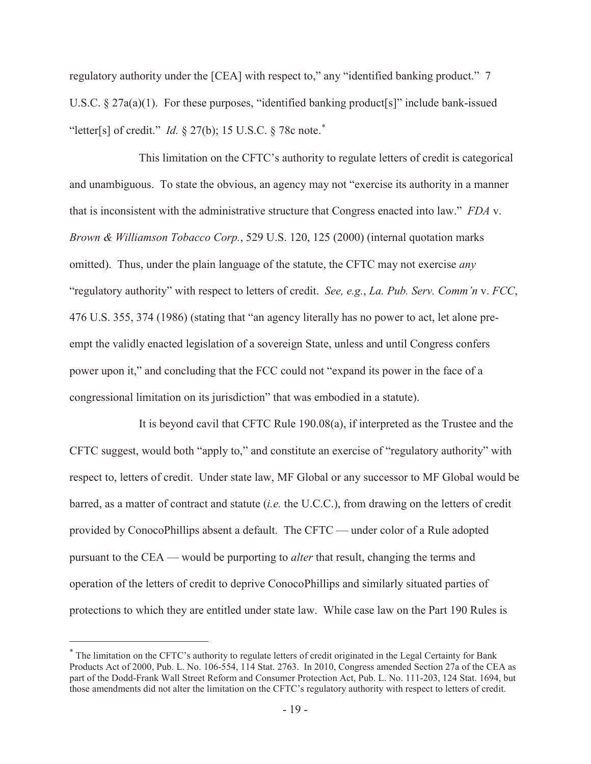regulatory authority under the [CEA] with respect to," any "identified banking product." 7 U.S.C. § 27a(a)(1). For these purposes, "identified banking product[s]" include bank-issued "letter[s] of credit." *Id.* § 27(b); 15 U.S.C. § 78c note.*

This limitation on the CFTC's authority to regulate letters of credit is categorical and unambiguous. To state the obvious, an agency may not "exercise its authority in a manner that is inconsistent with the administrative structure that Congress enacted into law." *FDA* v. *Brown & Williamson Tobacco Corp.*, 529 U.S. 120, 125 (2000) (internal quotation marks omitted). Thus, under the plain language of the statute, the CFTC may not exercise *any* "regulatory authority" with respect to letters of credit. *See, e.g.*, *La. Pub. Serv. Comm'n* v. *FCC*, 476 U.S. 355, 374 (1986) (stating that "an agency literally has no power to act, let alone pre-empt the validly enacted legislation of a sovereign State, unless and until Congress confers power upon it," and concluding that the FCC could not "expand its power in the face of a congressional limitation on its jurisdiction" that was embodied in a statute).

It is beyond cavil that CFTC Rule 190.08(a), if interpreted as the Trustee and the CFTC suggest, would both "apply to," and constitute an exercise of "regulatory authority" with respect to, letters of credit. Under state law, MF Global or any successor to MF Global would be barred, as a matter of contract and statute (*i.e.* the U.C.C.), from drawing on the letters of credit provided by ConocoPhillips absent a default. The CFTC — under color of a Rule adopted pursuant to the CEA — would be purporting to *alter* that result, changing the terms and operation of the letters of credit to deprive ConocoPhillips and similarly situated parties of protections to which they are entitled under state law. While case law on the Part 190 Rules is

---

* The limitation on the CFTC's authority to regulate letters of credit originated in the Legal Certainty for Bank Products Act of 2000, Pub. L. No. 106-554, 114 Stat. 2763. In 2010, Congress amended Section 27a of the CEA as part of the Dodd-Frank Wall Street Reform and Consumer Protection Act, Pub. L. No. 111-203, 124 Stat. 1694, but those amendments did not alter the limitation on the CFTC's regulatory authority with respect to letters of credit.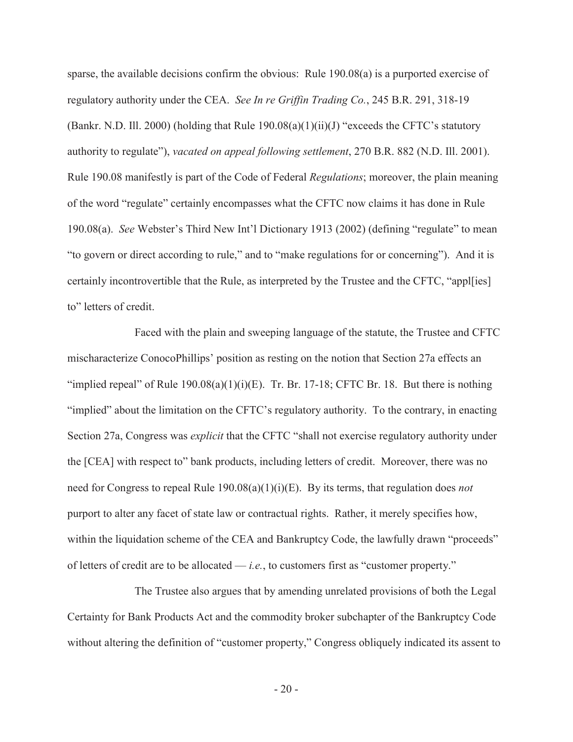sparse, the available decisions confirm the obvious: Rule 190.08(a) is a purported exercise of regulatory authority under the CEA. *See In re Griffin Trading Co.*, 245 B.R. 291, 318-19 (Bankr. N.D. Ill. 2000) (holding that Rule 190.08(a)(1)(ii)(J) "exceeds the CFTC's statutory authority to regulate"), *vacated on appeal following settlement*, 270 B.R. 882 (N.D. Ill. 2001). Rule 190.08 manifestly is part of the Code of Federal *Regulations*; moreover, the plain meaning of the word "regulate" certainly encompasses what the CFTC now claims it has done in Rule 190.08(a). *See* Webster's Third New Int'l Dictionary 1913 (2002) (defining "regulate" to mean "to govern or direct according to rule," and to "make regulations for or concerning"). And it is certainly incontrovertible that the Rule, as interpreted by the Trustee and the CFTC, "appl[ies] to" letters of credit.

Faced with the plain and sweeping language of the statute, the Trustee and CFTC mischaracterize ConocoPhillips' position as resting on the notion that Section 27a effects an "implied repeal" of Rule 190.08(a)(1)(i)(E). Tr. Br. 17-18; CFTC Br. 18. But there is nothing "implied" about the limitation on the CFTC's regulatory authority. To the contrary, in enacting Section 27a, Congress was *explicit* that the CFTC "shall not exercise regulatory authority under the [CEA] with respect to" bank products, including letters of credit. Moreover, there was no need for Congress to repeal Rule 190.08(a)(1)(i)(E). By its terms, that regulation does *not* purport to alter any facet of state law or contractual rights. Rather, it merely specifies how, within the liquidation scheme of the CEA and Bankruptcy Code, the lawfully drawn "proceeds" of letters of credit are to be allocated — *i.e.*, to customers first as "customer property."

The Trustee also argues that by amending unrelated provisions of both the Legal Certainty for Bank Products Act and the commodity broker subchapter of the Bankruptcy Code without altering the definition of "customer property," Congress obliquely indicated its assent to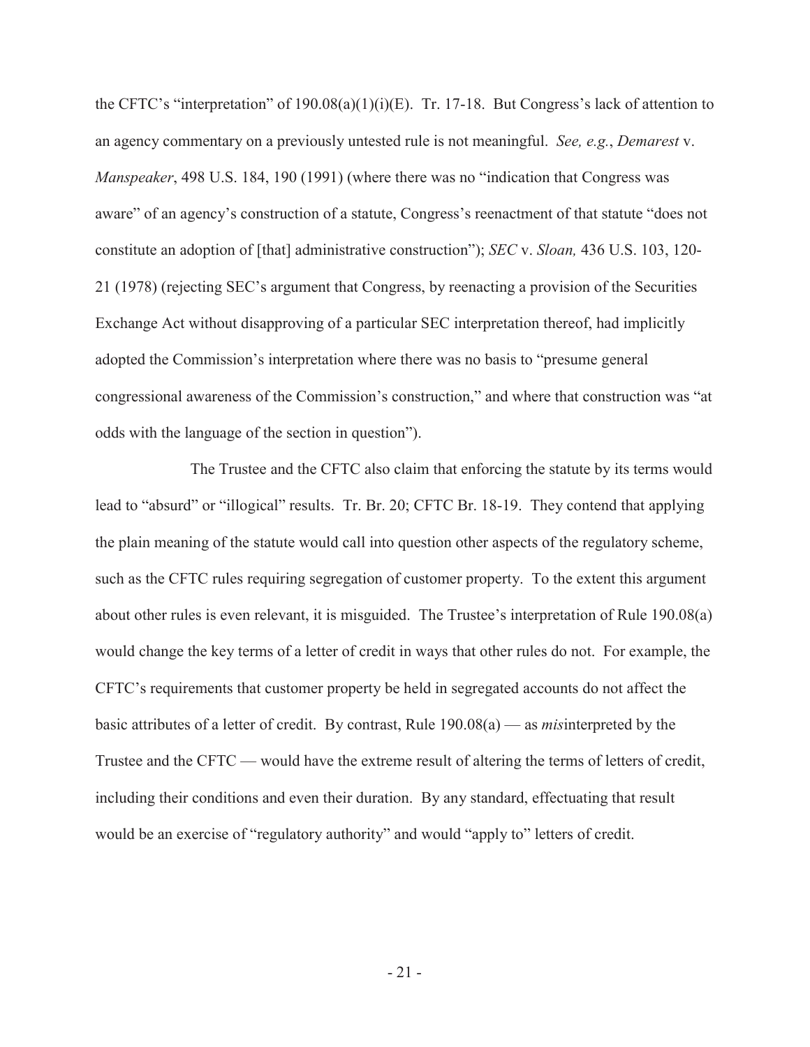the CFTC's "interpretation" of 190.08(a)(1)(i)(E). Tr. 17-18. But Congress's lack of attention to an agency commentary on a previously untested rule is not meaningful. *See, e.g.*, *Demarest* v. *Manspeaker*, 498 U.S. 184, 190 (1991) (where there was no "indication that Congress was aware" of an agency's construction of a statute, Congress's reenactment of that statute "does not constitute an adoption of [that] administrative construction"); *SEC* v. *Sloan,* 436 U.S. 103, 120-21 (1978) (rejecting SEC's argument that Congress, by reenacting a provision of the Securities Exchange Act without disapproving of a particular SEC interpretation thereof, had implicitly adopted the Commission's interpretation where there was no basis to "presume general congressional awareness of the Commission's construction," and where that construction was "at odds with the language of the section in question").

The Trustee and the CFTC also claim that enforcing the statute by its terms would lead to "absurd" or "illogical" results. Tr. Br. 20; CFTC Br. 18-19. They contend that applying the plain meaning of the statute would call into question other aspects of the regulatory scheme, such as the CFTC rules requiring segregation of customer property. To the extent this argument about other rules is even relevant, it is misguided. The Trustee's interpretation of Rule 190.08(a) would change the key terms of a letter of credit in ways that other rules do not. For example, the CFTC's requirements that customer property be held in segregated accounts do not affect the basic attributes of a letter of credit. By contrast, Rule 190.08(a) — as *mis*interpreted by the Trustee and the CFTC — would have the extreme result of altering the terms of letters of credit, including their conditions and even their duration. By any standard, effectuating that result would be an exercise of "regulatory authority" and would "apply to" letters of credit.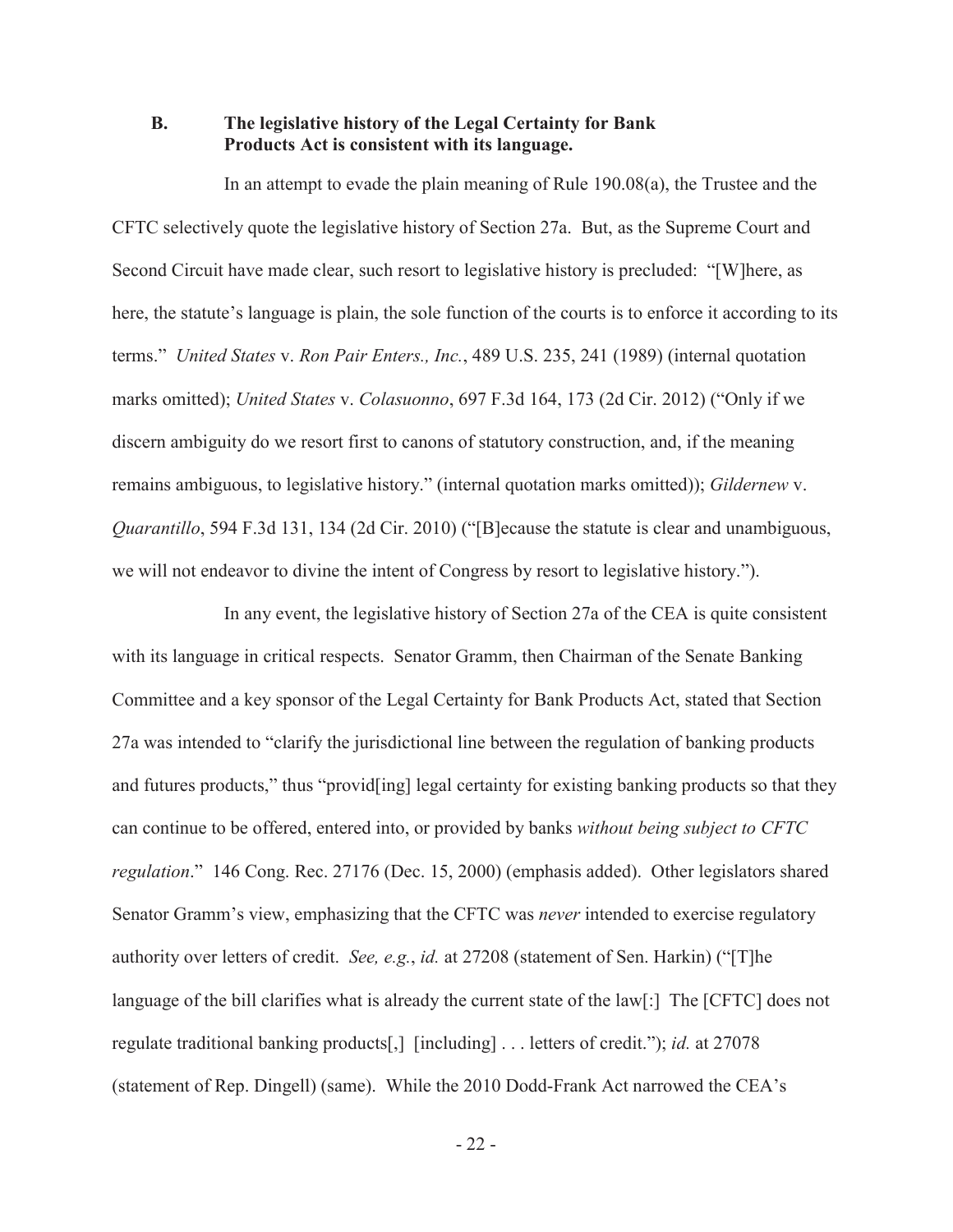### B. The legislative history of the Legal Certainty for Bank Products Act is consistent with its language.

In an attempt to evade the plain meaning of Rule 190.08(a), the Trustee and the CFTC selectively quote the legislative history of Section 27a. But, as the Supreme Court and Second Circuit have made clear, such resort to legislative history is precluded: "[W]here, as here, the statute's language is plain, the sole function of the courts is to enforce it according to its terms." *United States* v. *Ron Pair Enters., Inc.*, 489 U.S. 235, 241 (1989) (internal quotation marks omitted); *United States* v. *Colasuonno*, 697 F.3d 164, 173 (2d Cir. 2012) ("Only if we discern ambiguity do we resort first to canons of statutory construction, and, if the meaning remains ambiguous, to legislative history." (internal quotation marks omitted)); *Gildernew* v. *Quarantillo*, 594 F.3d 131, 134 (2d Cir. 2010) ("[B]ecause the statute is clear and unambiguous, we will not endeavor to divine the intent of Congress by resort to legislative history.").

In any event, the legislative history of Section 27a of the CEA is quite consistent with its language in critical respects. Senator Gramm, then Chairman of the Senate Banking Committee and a key sponsor of the Legal Certainty for Bank Products Act, stated that Section 27a was intended to "clarify the jurisdictional line between the regulation of banking products and futures products," thus "provid[ing] legal certainty for existing banking products so that they can continue to be offered, entered into, or provided by banks *without being subject to CFTC regulation*." 146 Cong. Rec. 27176 (Dec. 15, 2000) (emphasis added). Other legislators shared Senator Gramm's view, emphasizing that the CFTC was *never* intended to exercise regulatory authority over letters of credit. *See, e.g.*, *id.* at 27208 (statement of Sen. Harkin) ("[T]he language of the bill clarifies what is already the current state of the law[:] The [CFTC] does not regulate traditional banking products[,] [including] . . . letters of credit."); *id.* at 27078 (statement of Rep. Dingell) (same). While the 2010 Dodd-Frank Act narrowed the CEA's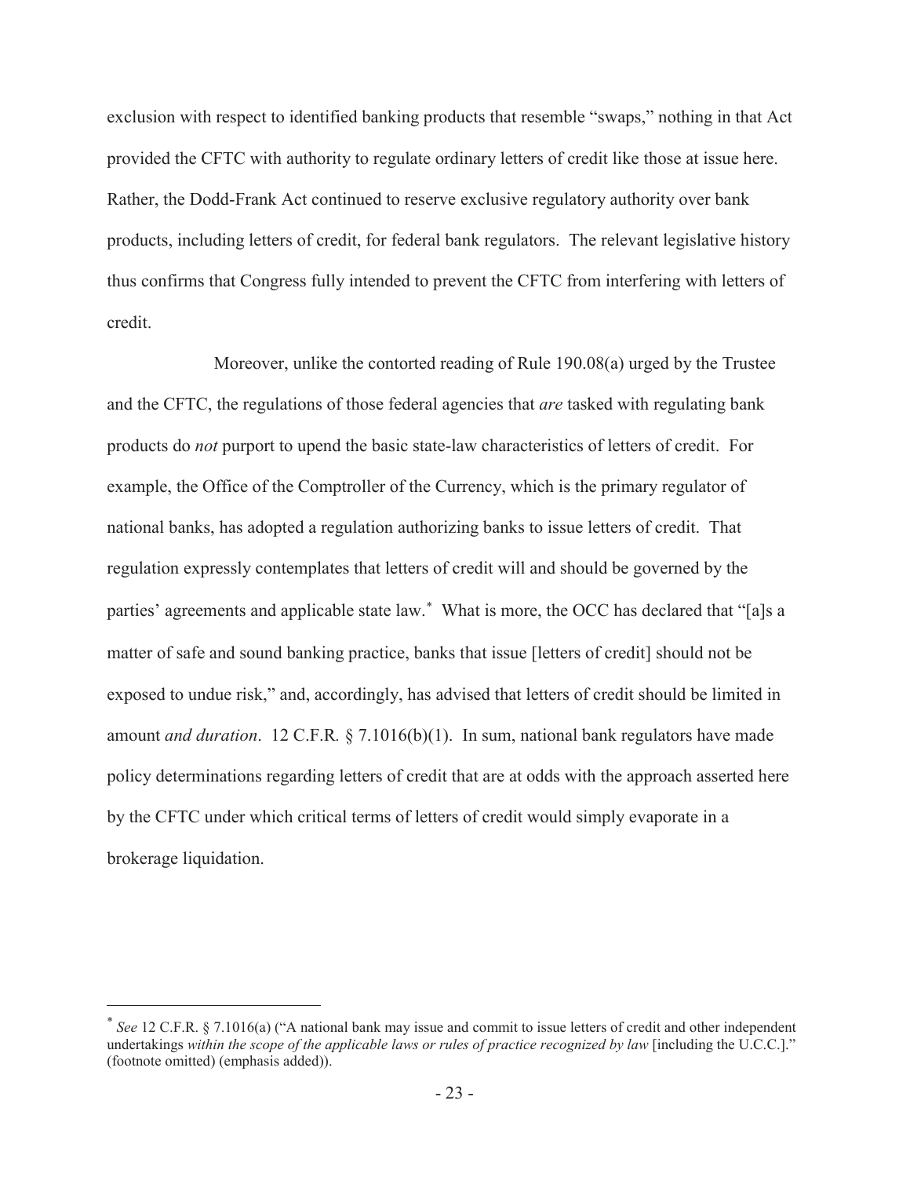exclusion with respect to identified banking products that resemble "swaps," nothing in that Act provided the CFTC with authority to regulate ordinary letters of credit like those at issue here. Rather, the Dodd-Frank Act continued to reserve exclusive regulatory authority over bank products, including letters of credit, for federal bank regulators. The relevant legislative history thus confirms that Congress fully intended to prevent the CFTC from interfering with letters of credit.

Moreover, unlike the contorted reading of Rule 190.08(a) urged by the Trustee and the CFTC, the regulations of those federal agencies that *are* tasked with regulating bank products do *not* purport to upend the basic state-law characteristics of letters of credit. For example, the Office of the Comptroller of the Currency, which is the primary regulator of national banks, has adopted a regulation authorizing banks to issue letters of credit. That regulation expressly contemplates that letters of credit will and should be governed by the parties' agreements and applicable state law.* What is more, the OCC has declared that "[a]s a matter of safe and sound banking practice, banks that issue [letters of credit] should not be exposed to undue risk," and, accordingly, has advised that letters of credit should be limited in amount *and duration*. 12 C.F.R. § 7.1016(b)(1). In sum, national bank regulators have made policy determinations regarding letters of credit that are at odds with the approach asserted here by the CFTC under which critical terms of letters of credit would simply evaporate in a brokerage liquidation.

---

* *See* 12 C.F.R. § 7.1016(a) ("A national bank may issue and commit to issue letters of credit and other independent undertakings *within the scope of the applicable laws or rules of practice recognized by law* [including the U.C.C.]." (footnote omitted) (emphasis added)).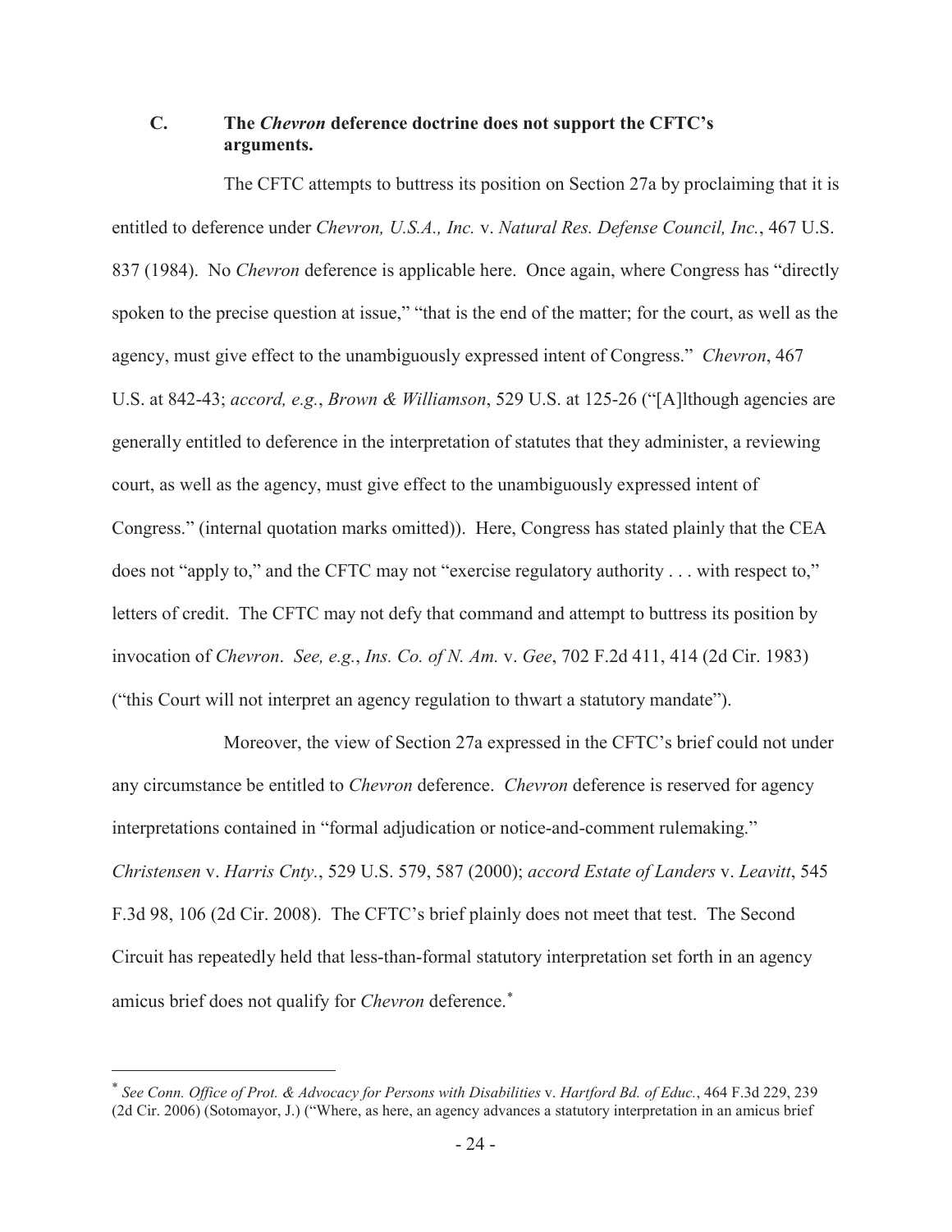### C. The *Chevron* deference doctrine does not support the CFTC's arguments.

The CFTC attempts to buttress its position on Section 27a by proclaiming that it is entitled to deference under *Chevron, U.S.A., Inc.* v. *Natural Res. Defense Council, Inc.*, 467 U.S. 837 (1984). No *Chevron* deference is applicable here. Once again, where Congress has "directly spoken to the precise question at issue," "that is the end of the matter; for the court, as well as the agency, must give effect to the unambiguously expressed intent of Congress." *Chevron*, 467 U.S. at 842-43; *accord, e.g.*, *Brown & Williamson*, 529 U.S. at 125-26 ("[A]lthough agencies are generally entitled to deference in the interpretation of statutes that they administer, a reviewing court, as well as the agency, must give effect to the unambiguously expressed intent of Congress." (internal quotation marks omitted)). Here, Congress has stated plainly that the CEA does not "apply to," and the CFTC may not "exercise regulatory authority . . . with respect to," letters of credit. The CFTC may not defy that command and attempt to buttress its position by invocation of *Chevron*. *See, e.g.*, *Ins. Co. of N. Am.* v. *Gee*, 702 F.2d 411, 414 (2d Cir. 1983) ("this Court will not interpret an agency regulation to thwart a statutory mandate").

Moreover, the view of Section 27a expressed in the CFTC's brief could not under any circumstance be entitled to *Chevron* deference. *Chevron* deference is reserved for agency interpretations contained in "formal adjudication or notice-and-comment rulemaking." *Christensen* v. *Harris Cnty.*, 529 U.S. 579, 587 (2000); *accord Estate of Landers* v. *Leavitt*, 545 F.3d 98, 106 (2d Cir. 2008). The CFTC's brief plainly does not meet that test. The Second Circuit has repeatedly held that less-than-formal statutory interpretation set forth in an agency amicus brief does not qualify for *Chevron* deference.*

---

* *See Conn. Office of Prot. & Advocacy for Persons with Disabilities* v. *Hartford Bd. of Educ.*, 464 F.3d 229, 239 (2d Cir. 2006) (Sotomayor, J.) ("Where, as here, an agency advances a statutory interpretation in an amicus brief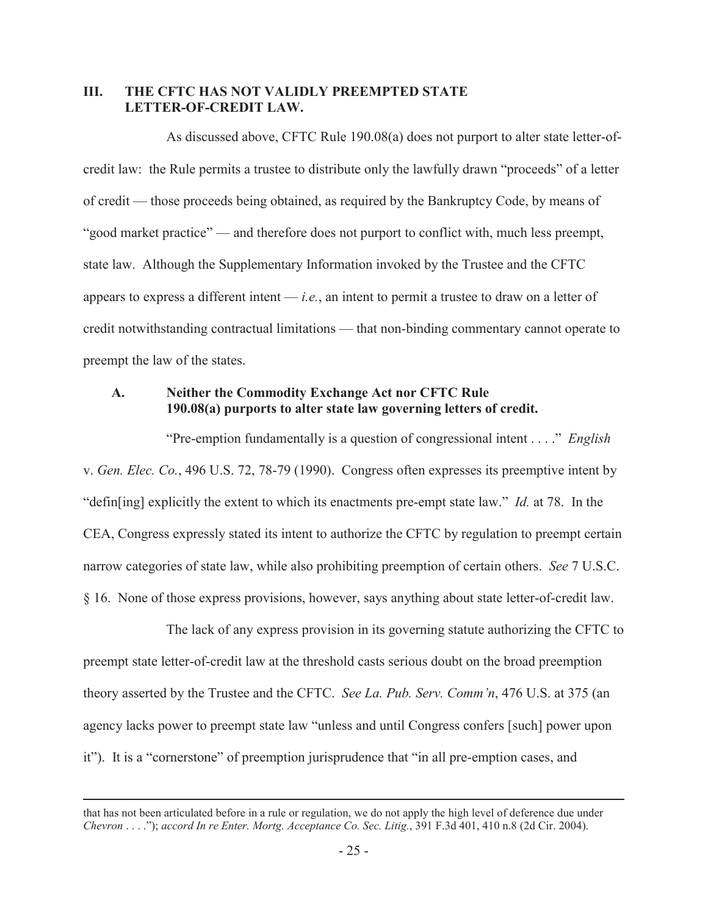## III. THE CFTC HAS NOT VALIDLY PREEMPTED STATE LETTER-OF-CREDIT LAW.

As discussed above, CFTC Rule 190.08(a) does not purport to alter state letter-of-credit law: the Rule permits a trustee to distribute only the lawfully drawn "proceeds" of a letter of credit — those proceeds being obtained, as required by the Bankruptcy Code, by means of "good market practice" — and therefore does not purport to conflict with, much less preempt, state law. Although the Supplementary Information invoked by the Trustee and the CFTC appears to express a different intent — *i.e.*, an intent to permit a trustee to draw on a letter of credit notwithstanding contractual limitations — that non-binding commentary cannot operate to preempt the law of the states.

### A. Neither the Commodity Exchange Act nor CFTC Rule 190.08(a) purports to alter state law governing letters of credit.

"Pre-emption fundamentally is a question of congressional intent . . . ." *English* v. *Gen. Elec. Co.*, 496 U.S. 72, 78-79 (1990). Congress often expresses its preemptive intent by "defin[ing] explicitly the extent to which its enactments pre-empt state law." *Id.* at 78. In the CEA, Congress expressly stated its intent to authorize the CFTC by regulation to preempt certain narrow categories of state law, while also prohibiting preemption of certain others. *See* 7 U.S.C. § 16. None of those express provisions, however, says anything about state letter-of-credit law.

The lack of any express provision in its governing statute authorizing the CFTC to preempt state letter-of-credit law at the threshold casts serious doubt on the broad preemption theory asserted by the Trustee and the CFTC. *See La. Pub. Serv. Comm'n*, 476 U.S. at 375 (an agency lacks power to preempt state law "unless and until Congress confers [such] power upon it"). It is a "cornerstone" of preemption jurisprudence that "in all pre-emption cases, and

---

that has not been articulated before in a rule or regulation, we do not apply the high level of deference due under *Chevron* . . . ."); *accord In re Enter. Mortg. Acceptance Co. Sec. Litig.*, 391 F.3d 401, 410 n.8 (2d Cir. 2004).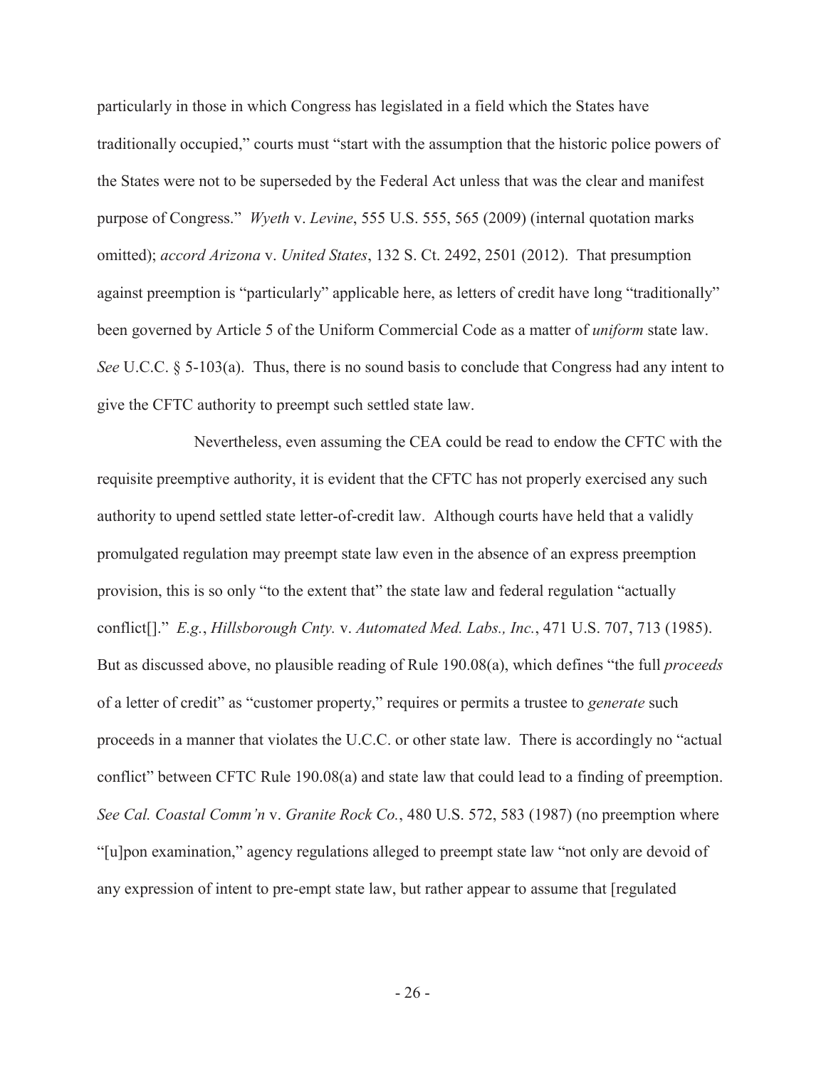particularly in those in which Congress has legislated in a field which the States have traditionally occupied," courts must "start with the assumption that the historic police powers of the States were not to be superseded by the Federal Act unless that was the clear and manifest purpose of Congress." *Wyeth* v. *Levine*, 555 U.S. 555, 565 (2009) (internal quotation marks omitted); *accord Arizona* v. *United States*, 132 S. Ct. 2492, 2501 (2012). That presumption against preemption is "particularly" applicable here, as letters of credit have long "traditionally" been governed by Article 5 of the Uniform Commercial Code as a matter of *uniform* state law. *See* U.C.C. § 5-103(a). Thus, there is no sound basis to conclude that Congress had any intent to give the CFTC authority to preempt such settled state law.

Nevertheless, even assuming the CEA could be read to endow the CFTC with the requisite preemptive authority, it is evident that the CFTC has not properly exercised any such authority to upend settled state letter-of-credit law. Although courts have held that a validly promulgated regulation may preempt state law even in the absence of an express preemption provision, this is so only "to the extent that" the state law and federal regulation "actually conflict[]." *E.g.*, *Hillsborough Cnty.* v. *Automated Med. Labs., Inc.*, 471 U.S. 707, 713 (1985). But as discussed above, no plausible reading of Rule 190.08(a), which defines "the full *proceeds* of a letter of credit" as "customer property," requires or permits a trustee to *generate* such proceeds in a manner that violates the U.C.C. or other state law. There is accordingly no "actual conflict" between CFTC Rule 190.08(a) and state law that could lead to a finding of preemption. *See Cal. Coastal Comm'n* v. *Granite Rock Co.*, 480 U.S. 572, 583 (1987) (no preemption where "[u]pon examination," agency regulations alleged to preempt state law "not only are devoid of any expression of intent to pre-empt state law, but rather appear to assume that [regulated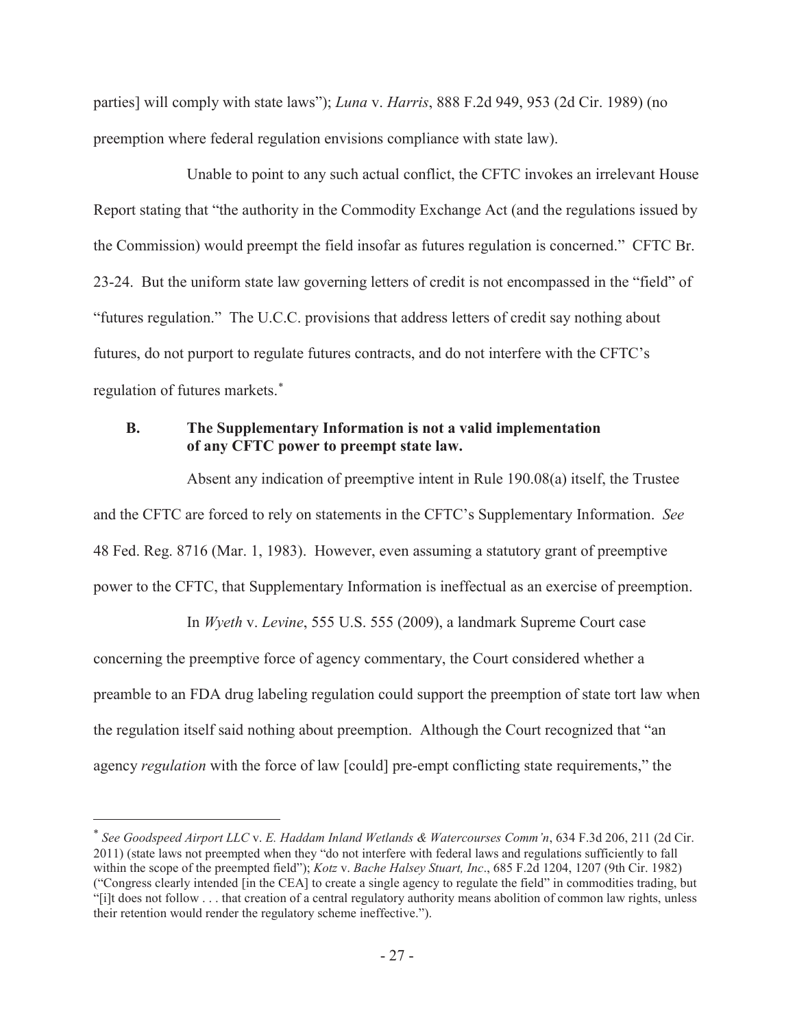parties] will comply with state laws"); *Luna* v. *Harris*, 888 F.2d 949, 953 (2d Cir. 1989) (no preemption where federal regulation envisions compliance with state law).

Unable to point to any such actual conflict, the CFTC invokes an irrelevant House Report stating that "the authority in the Commodity Exchange Act (and the regulations issued by the Commission) would preempt the field insofar as futures regulation is concerned." CFTC Br. 23-24. But the uniform state law governing letters of credit is not encompassed in the "field" of "futures regulation." The U.C.C. provisions that address letters of credit say nothing about futures, do not purport to regulate futures contracts, and do not interfere with the CFTC's regulation of futures markets.*

### B. The Supplementary Information is not a valid implementation of any CFTC power to preempt state law.

Absent any indication of preemptive intent in Rule 190.08(a) itself, the Trustee and the CFTC are forced to rely on statements in the CFTC's Supplementary Information. *See* 48 Fed. Reg. 8716 (Mar. 1, 1983). However, even assuming a statutory grant of preemptive power to the CFTC, that Supplementary Information is ineffectual as an exercise of preemption.

In *Wyeth* v. *Levine*, 555 U.S. 555 (2009), a landmark Supreme Court case concerning the preemptive force of agency commentary, the Court considered whether a preamble to an FDA drug labeling regulation could support the preemption of state tort law when the regulation itself said nothing about preemption. Although the Court recognized that "an agency *regulation* with the force of law [could] pre-empt conflicting state requirements," the

---

* *See Goodspeed Airport LLC* v. *E. Haddam Inland Wetlands & Watercourses Comm'n*, 634 F.3d 206, 211 (2d Cir. 2011) (state laws not preempted when they "do not interfere with federal laws and regulations sufficiently to fall within the scope of the preempted field"); *Kotz* v. *Bache Halsey Stuart, Inc*., 685 F.2d 1204, 1207 (9th Cir. 1982) ("Congress clearly intended [in the CEA] to create a single agency to regulate the field" in commodities trading, but "[i]t does not follow . . . that creation of a central regulatory authority means abolition of common law rights, unless their retention would render the regulatory scheme ineffective.").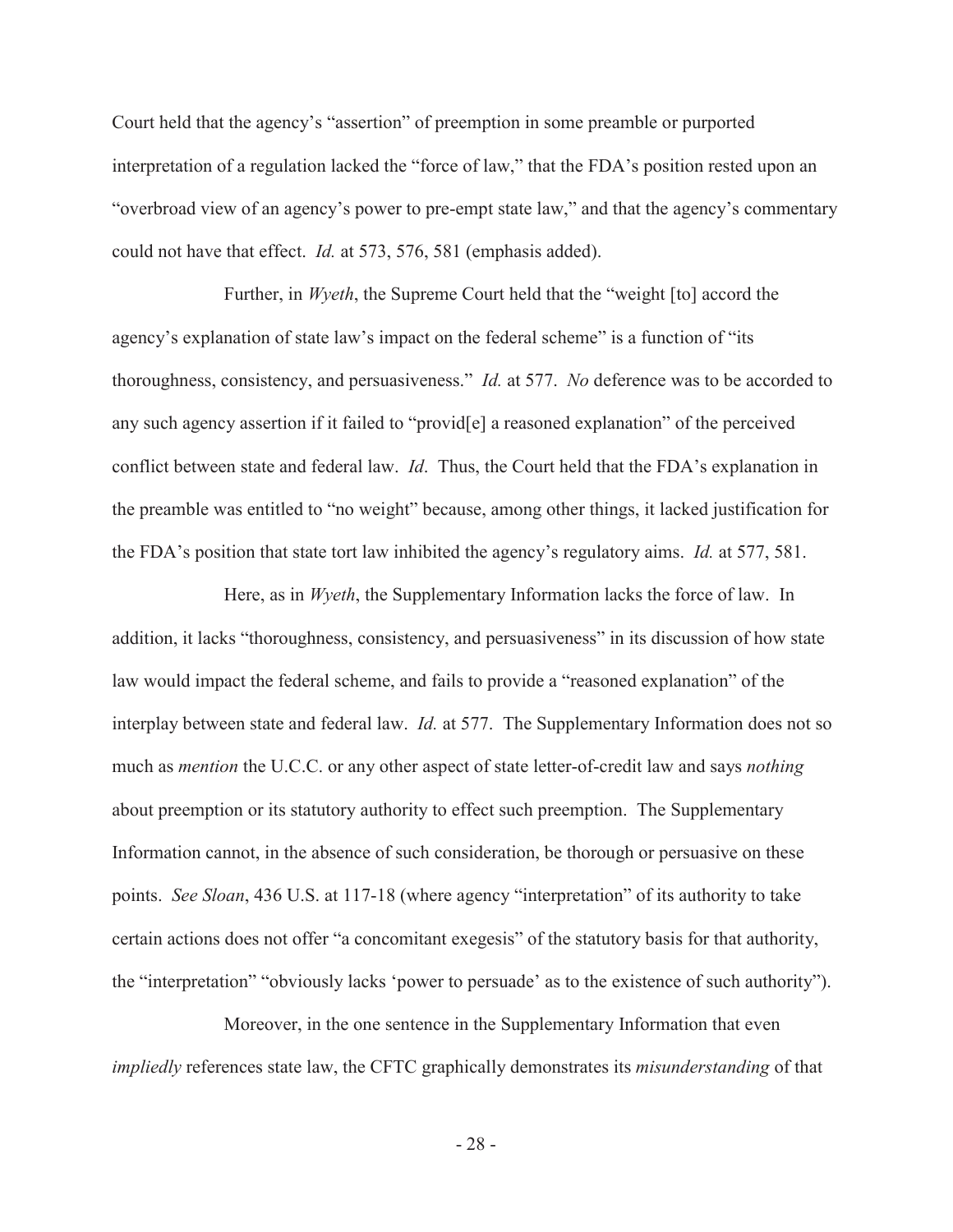Court held that the agency's "assertion" of preemption in some preamble or purported interpretation of a regulation lacked the "force of law," that the FDA's position rested upon an "overbroad view of an agency's power to pre-empt state law," and that the agency's commentary could not have that effect. *Id.* at 573, 576, 581 (emphasis added).

Further, in *Wyeth*, the Supreme Court held that the "weight [to] accord the agency's explanation of state law's impact on the federal scheme" is a function of "its thoroughness, consistency, and persuasiveness." *Id.* at 577. *No* deference was to be accorded to any such agency assertion if it failed to "provid[e] a reasoned explanation" of the perceived conflict between state and federal law. *Id*. Thus, the Court held that the FDA's explanation in the preamble was entitled to "no weight" because, among other things, it lacked justification for the FDA's position that state tort law inhibited the agency's regulatory aims. *Id.* at 577, 581.

Here, as in *Wyeth*, the Supplementary Information lacks the force of law. In addition, it lacks "thoroughness, consistency, and persuasiveness" in its discussion of how state law would impact the federal scheme, and fails to provide a "reasoned explanation" of the interplay between state and federal law. *Id.* at 577. The Supplementary Information does not so much as *mention* the U.C.C. or any other aspect of state letter-of-credit law and says *nothing* about preemption or its statutory authority to effect such preemption. The Supplementary Information cannot, in the absence of such consideration, be thorough or persuasive on these points. *See Sloan*, 436 U.S. at 117-18 (where agency "interpretation" of its authority to take certain actions does not offer "a concomitant exegesis" of the statutory basis for that authority, the "interpretation" "obviously lacks 'power to persuade' as to the existence of such authority").

Moreover, in the one sentence in the Supplementary Information that even *impliedly* references state law, the CFTC graphically demonstrates its *misunderstanding* of that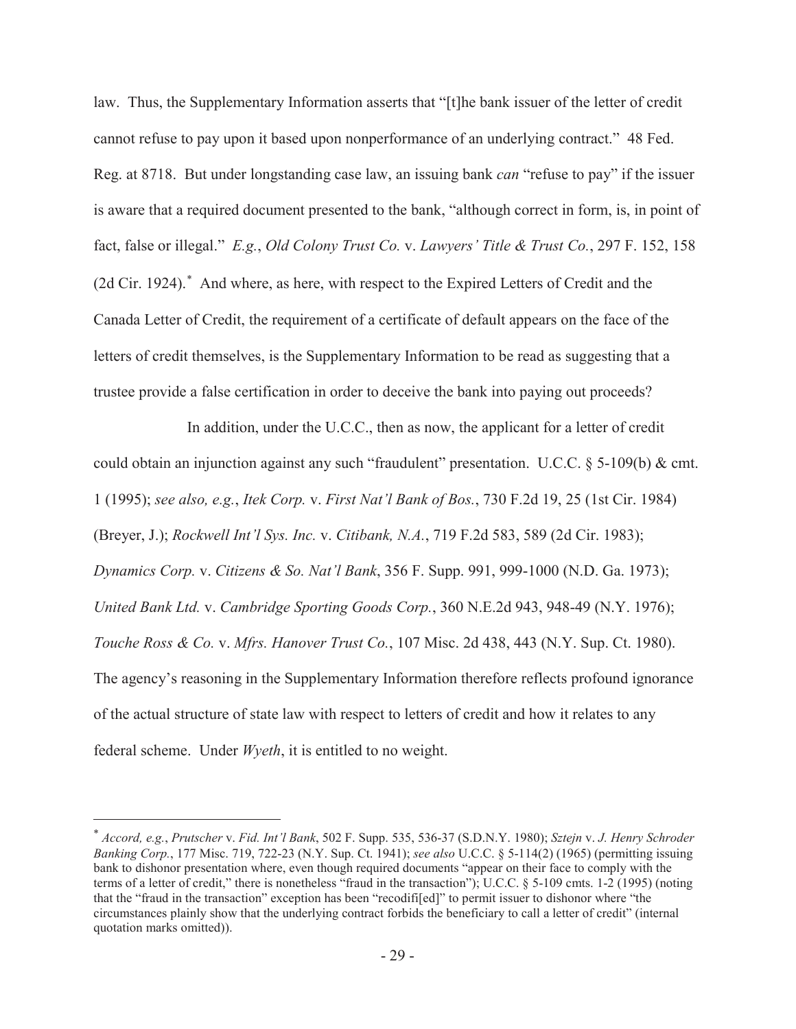law. Thus, the Supplementary Information asserts that "[t]he bank issuer of the letter of credit cannot refuse to pay upon it based upon nonperformance of an underlying contract." 48 Fed. Reg. at 8718. But under longstanding case law, an issuing bank *can* "refuse to pay" if the issuer is aware that a required document presented to the bank, "although correct in form, is, in point of fact, false or illegal." *E.g.*, *Old Colony Trust Co.* v. *Lawyers' Title & Trust Co.*, 297 F. 152, 158 (2d Cir. 1924).* And where, as here, with respect to the Expired Letters of Credit and the Canada Letter of Credit, the requirement of a certificate of default appears on the face of the letters of credit themselves, is the Supplementary Information to be read as suggesting that a trustee provide a false certification in order to deceive the bank into paying out proceeds?

In addition, under the U.C.C., then as now, the applicant for a letter of credit could obtain an injunction against any such "fraudulent" presentation. U.C.C. § 5-109(b) & cmt. 1 (1995); *see also, e.g.*, *Itek Corp.* v. *First Nat'l Bank of Bos.*, 730 F.2d 19, 25 (1st Cir. 1984) (Breyer, J.); *Rockwell Int'l Sys. Inc.* v. *Citibank, N.A.*, 719 F.2d 583, 589 (2d Cir. 1983); *Dynamics Corp.* v. *Citizens & So. Nat'l Bank*, 356 F. Supp. 991, 999-1000 (N.D. Ga. 1973); *United Bank Ltd.* v. *Cambridge Sporting Goods Corp.*, 360 N.E.2d 943, 948-49 (N.Y. 1976); *Touche Ross & Co.* v. *Mfrs. Hanover Trust Co.*, 107 Misc. 2d 438, 443 (N.Y. Sup. Ct. 1980). The agency's reasoning in the Supplementary Information therefore reflects profound ignorance of the actual structure of state law with respect to letters of credit and how it relates to any federal scheme. Under *Wyeth*, it is entitled to no weight.

---

\* *Accord, e.g.*, *Prutscher* v. *Fid. Int'l Bank*, 502 F. Supp. 535, 536-37 (S.D.N.Y. 1980); *Sztejn* v. *J. Henry Schroder Banking Corp.*, 177 Misc. 719, 722-23 (N.Y. Sup. Ct. 1941); *see also* U.C.C. § 5-114(2) (1965) (permitting issuing bank to dishonor presentation where, even though required documents "appear on their face to comply with the terms of a letter of credit," there is nonetheless "fraud in the transaction"); U.C.C. § 5-109 cmts. 1-2 (1995) (noting that the "fraud in the transaction" exception has been "recodifi[ed]" to permit issuer to dishonor where "the circumstances plainly show that the underlying contract forbids the beneficiary to call a letter of credit" (internal quotation marks omitted)).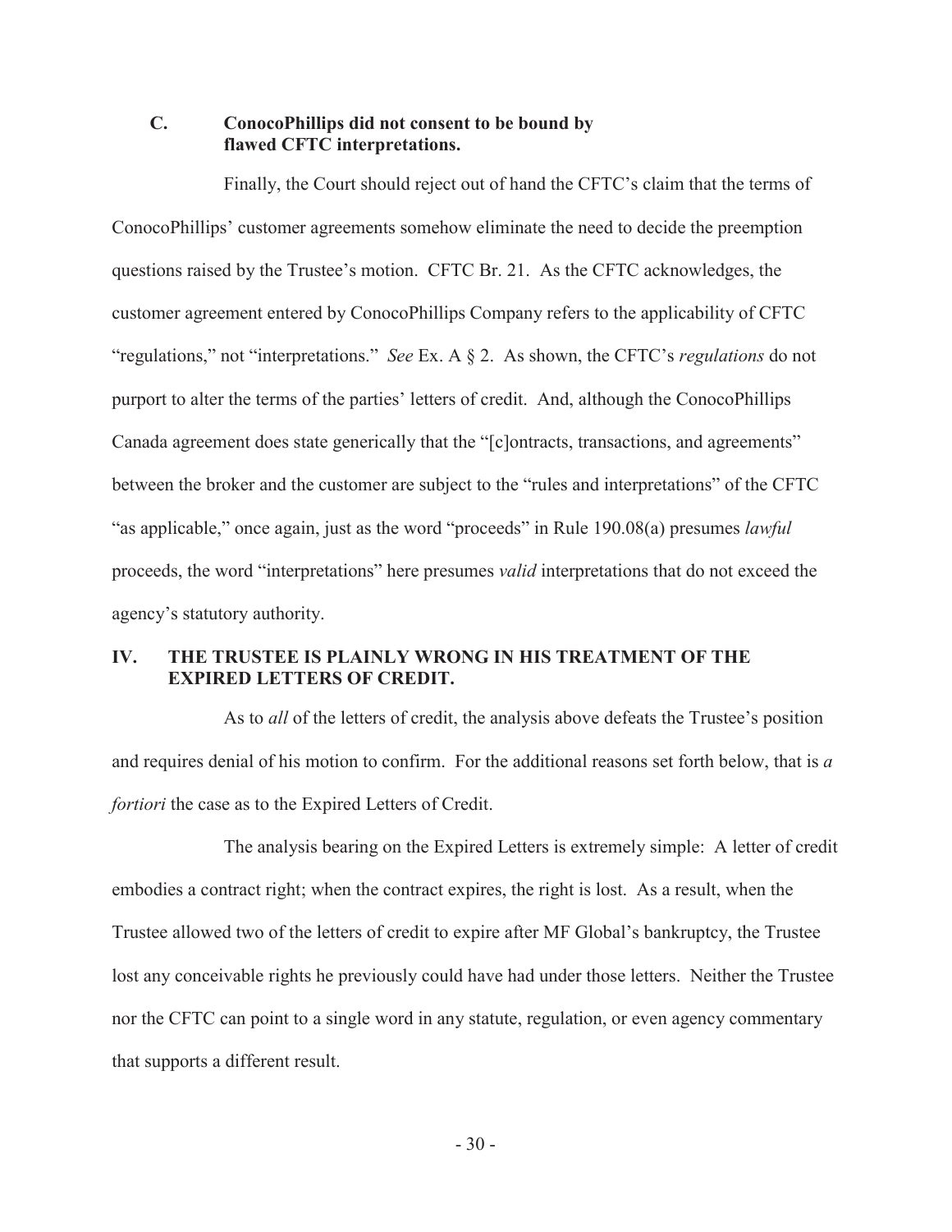### C. ConocoPhillips did not consent to be bound by flawed CFTC interpretations.

Finally, the Court should reject out of hand the CFTC's claim that the terms of ConocoPhillips' customer agreements somehow eliminate the need to decide the preemption questions raised by the Trustee's motion. CFTC Br. 21. As the CFTC acknowledges, the customer agreement entered by ConocoPhillips Company refers to the applicability of CFTC "regulations," not "interpretations." *See* Ex. A § 2. As shown, the CFTC's *regulations* do not purport to alter the terms of the parties' letters of credit. And, although the ConocoPhillips Canada agreement does state generically that the "[c]ontracts, transactions, and agreements" between the broker and the customer are subject to the "rules and interpretations" of the CFTC "as applicable," once again, just as the word "proceeds" in Rule 190.08(a) presumes *lawful* proceeds, the word "interpretations" here presumes *valid* interpretations that do not exceed the agency's statutory authority.

## IV. THE TRUSTEE IS PLAINLY WRONG IN HIS TREATMENT OF THE EXPIRED LETTERS OF CREDIT.

As to *all* of the letters of credit, the analysis above defeats the Trustee's position and requires denial of his motion to confirm. For the additional reasons set forth below, that is *a fortiori* the case as to the Expired Letters of Credit.

The analysis bearing on the Expired Letters is extremely simple: A letter of credit embodies a contract right; when the contract expires, the right is lost. As a result, when the Trustee allowed two of the letters of credit to expire after MF Global's bankruptcy, the Trustee lost any conceivable rights he previously could have had under those letters. Neither the Trustee nor the CFTC can point to a single word in any statute, regulation, or even agency commentary that supports a different result.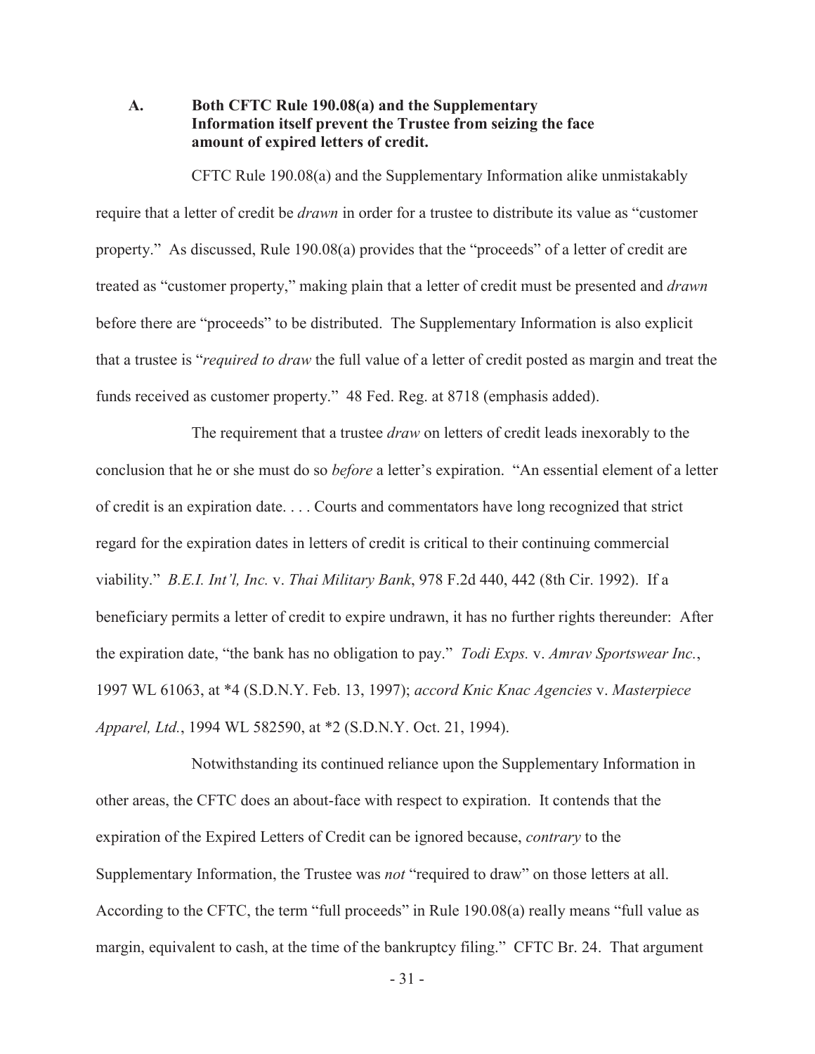### A. Both CFTC Rule 190.08(a) and the Supplementary Information itself prevent the Trustee from seizing the face amount of expired letters of credit.

CFTC Rule 190.08(a) and the Supplementary Information alike unmistakably require that a letter of credit be *drawn* in order for a trustee to distribute its value as "customer property." As discussed, Rule 190.08(a) provides that the "proceeds" of a letter of credit are treated as "customer property," making plain that a letter of credit must be presented and *drawn* before there are "proceeds" to be distributed. The Supplementary Information is also explicit that a trustee is "*required to draw* the full value of a letter of credit posted as margin and treat the funds received as customer property." 48 Fed. Reg. at 8718 (emphasis added).

The requirement that a trustee *draw* on letters of credit leads inexorably to the conclusion that he or she must do so *before* a letter's expiration. "An essential element of a letter of credit is an expiration date. . . . Courts and commentators have long recognized that strict regard for the expiration dates in letters of credit is critical to their continuing commercial viability." *B.E.I. Int'l, Inc.* v. *Thai Military Bank*, 978 F.2d 440, 442 (8th Cir. 1992). If a beneficiary permits a letter of credit to expire undrawn, it has no further rights thereunder: After the expiration date, "the bank has no obligation to pay." *Todi Exps.* v. *Amrav Sportswear Inc.*, 1997 WL 61063, at *4 (S.D.N.Y. Feb. 13, 1997); *accord Knic Knac Agencies* v. *Masterpiece Apparel, Ltd.*, 1994 WL 582590, at *2 (S.D.N.Y. Oct. 21, 1994).

Notwithstanding its continued reliance upon the Supplementary Information in other areas, the CFTC does an about-face with respect to expiration. It contends that the expiration of the Expired Letters of Credit can be ignored because, *contrary* to the Supplementary Information, the Trustee was *not* "required to draw" on those letters at all. According to the CFTC, the term "full proceeds" in Rule 190.08(a) really means "full value as margin, equivalent to cash, at the time of the bankruptcy filing." CFTC Br. 24. That argument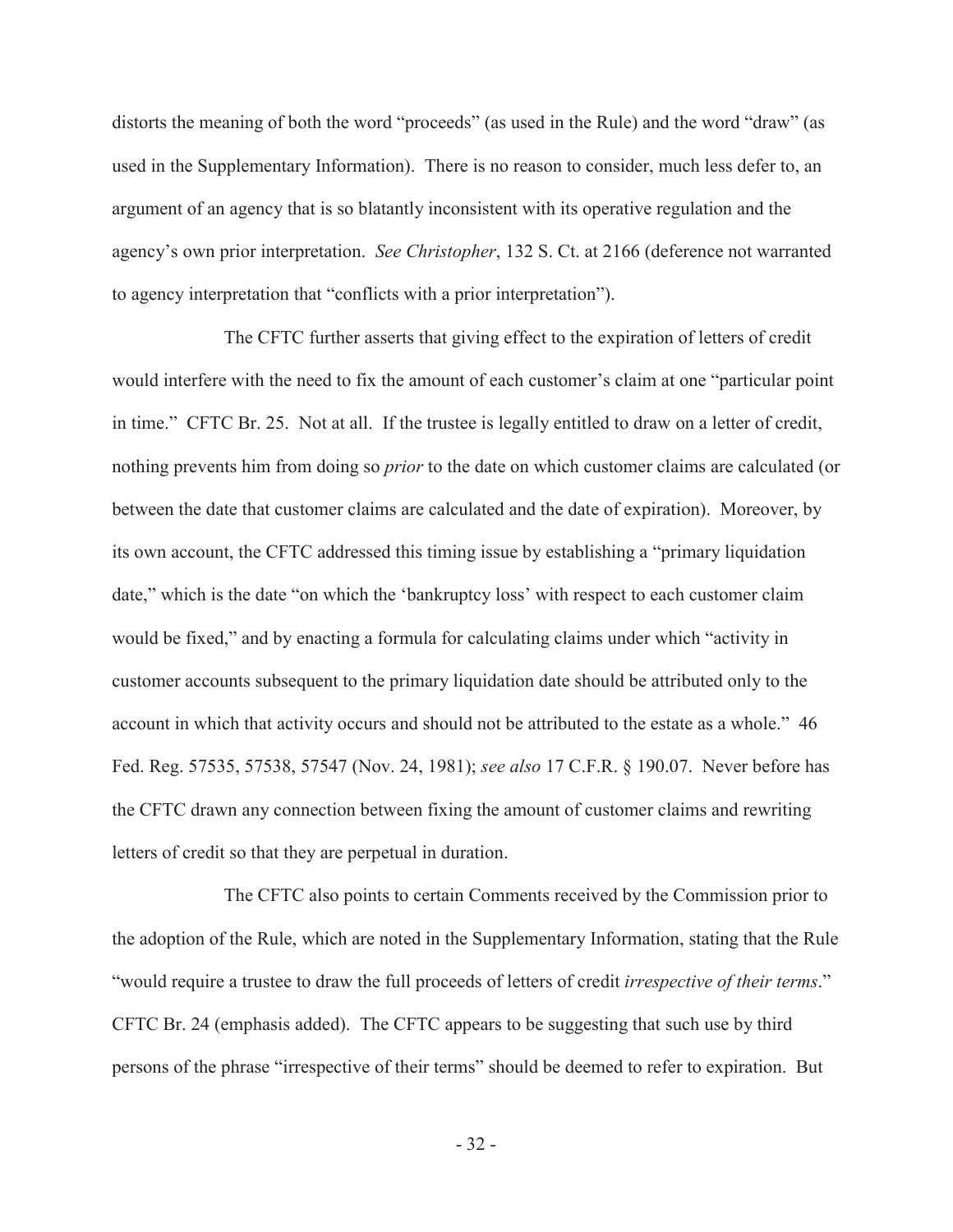distorts the meaning of both the word "proceeds" (as used in the Rule) and the word "draw" (as used in the Supplementary Information). There is no reason to consider, much less defer to, an argument of an agency that is so blatantly inconsistent with its operative regulation and the agency's own prior interpretation. *See Christopher*, 132 S. Ct. at 2166 (deference not warranted to agency interpretation that "conflicts with a prior interpretation").

The CFTC further asserts that giving effect to the expiration of letters of credit would interfere with the need to fix the amount of each customer's claim at one "particular point in time." CFTC Br. 25. Not at all. If the trustee is legally entitled to draw on a letter of credit, nothing prevents him from doing so *prior* to the date on which customer claims are calculated (or between the date that customer claims are calculated and the date of expiration). Moreover, by its own account, the CFTC addressed this timing issue by establishing a "primary liquidation date," which is the date "on which the 'bankruptcy loss' with respect to each customer claim would be fixed," and by enacting a formula for calculating claims under which "activity in customer accounts subsequent to the primary liquidation date should be attributed only to the account in which that activity occurs and should not be attributed to the estate as a whole." 46 Fed. Reg. 57535, 57538, 57547 (Nov. 24, 1981); *see also* 17 C.F.R. § 190.07. Never before has the CFTC drawn any connection between fixing the amount of customer claims and rewriting letters of credit so that they are perpetual in duration.

The CFTC also points to certain Comments received by the Commission prior to the adoption of the Rule, which are noted in the Supplementary Information, stating that the Rule "would require a trustee to draw the full proceeds of letters of credit *irrespective of their terms*." CFTC Br. 24 (emphasis added). The CFTC appears to be suggesting that such use by third persons of the phrase "irrespective of their terms" should be deemed to refer to expiration. But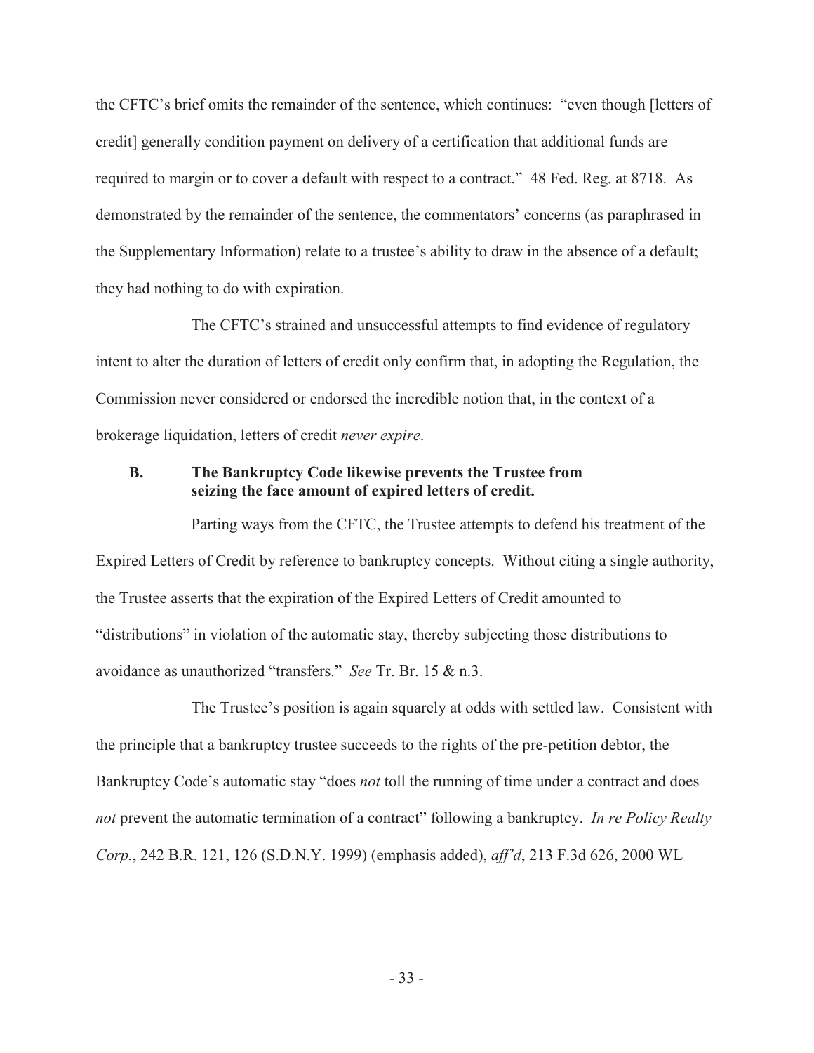the CFTC's brief omits the remainder of the sentence, which continues: "even though [letters of credit] generally condition payment on delivery of a certification that additional funds are required to margin or to cover a default with respect to a contract." 48 Fed. Reg. at 8718. As demonstrated by the remainder of the sentence, the commentators' concerns (as paraphrased in the Supplementary Information) relate to a trustee's ability to draw in the absence of a default; they had nothing to do with expiration.

The CFTC's strained and unsuccessful attempts to find evidence of regulatory intent to alter the duration of letters of credit only confirm that, in adopting the Regulation, the Commission never considered or endorsed the incredible notion that, in the context of a brokerage liquidation, letters of credit *never expire*.

### B. The Bankruptcy Code likewise prevents the Trustee from seizing the face amount of expired letters of credit.

Parting ways from the CFTC, the Trustee attempts to defend his treatment of the Expired Letters of Credit by reference to bankruptcy concepts. Without citing a single authority, the Trustee asserts that the expiration of the Expired Letters of Credit amounted to "distributions" in violation of the automatic stay, thereby subjecting those distributions to avoidance as unauthorized "transfers." *See* Tr. Br. 15 & n.3.

The Trustee's position is again squarely at odds with settled law. Consistent with the principle that a bankruptcy trustee succeeds to the rights of the pre-petition debtor, the Bankruptcy Code's automatic stay "does *not* toll the running of time under a contract and does *not* prevent the automatic termination of a contract" following a bankruptcy. *In re Policy Realty Corp.*, 242 B.R. 121, 126 (S.D.N.Y. 1999) (emphasis added), *aff'd*, 213 F.3d 626, 2000 WL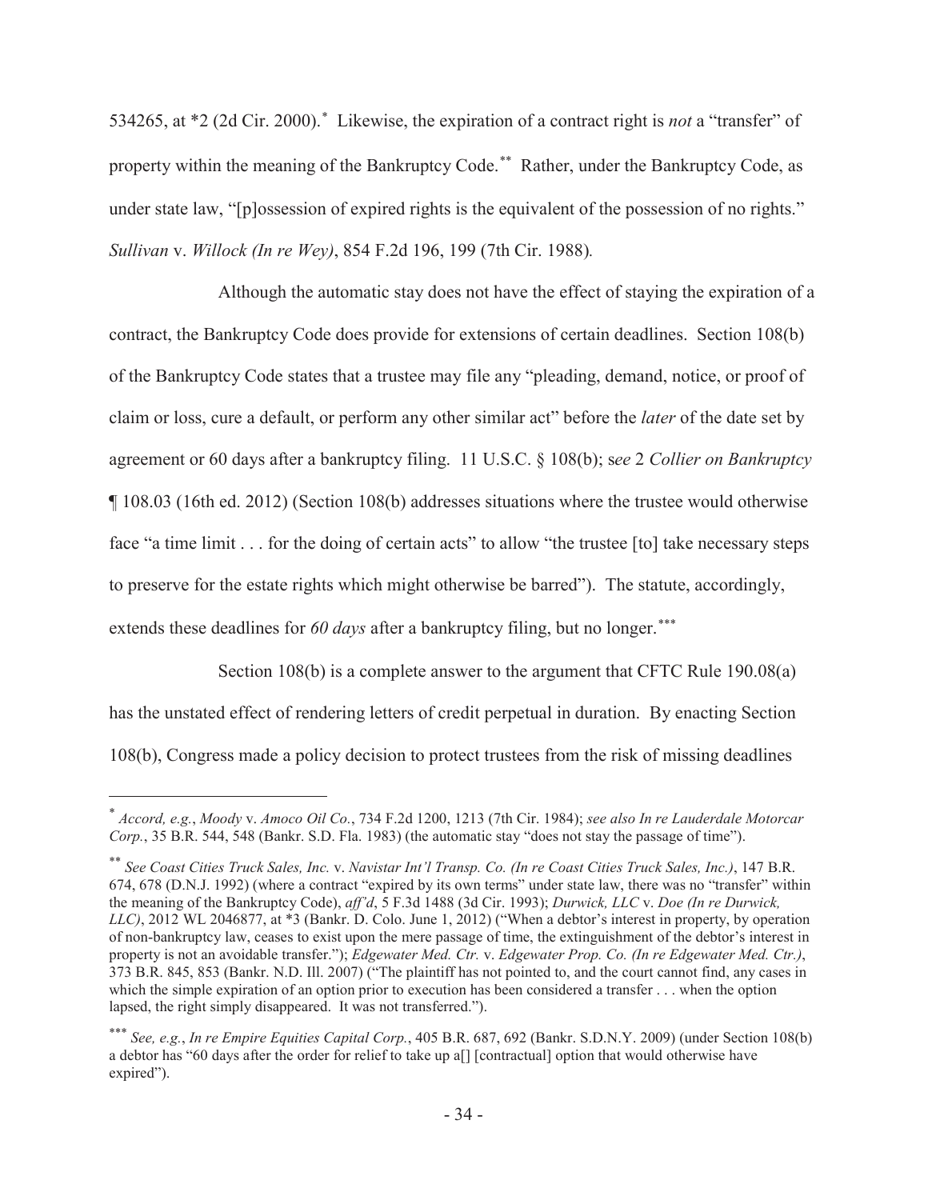534265, at *2 (2d Cir. 2000).[*] Likewise, the expiration of a contract right is *not* a "transfer" of property within the meaning of the Bankruptcy Code.[**] Rather, under the Bankruptcy Code, as under state law, "[p]ossession of expired rights is the equivalent of the possession of no rights." *Sullivan* v. *Willock (In re Wey)*, 854 F.2d 196, 199 (7th Cir. 1988).

Although the automatic stay does not have the effect of staying the expiration of a contract, the Bankruptcy Code does provide for extensions of certain deadlines. Section 108(b) of the Bankruptcy Code states that a trustee may file any "pleading, demand, notice, or proof of claim or loss, cure a default, or perform any other similar act" before the *later* of the date set by agreement or 60 days after a bankruptcy filing. 11 U.S.C. § 108(b); s*ee* 2 *Collier on Bankruptcy* ¶ 108.03 (16th ed. 2012) (Section 108(b) addresses situations where the trustee would otherwise face "a time limit . . . for the doing of certain acts" to allow "the trustee [to] take necessary steps to preserve for the estate rights which might otherwise be barred"). The statute, accordingly, extends these deadlines for *60 days* after a bankruptcy filing, but no longer.[***]

Section 108(b) is a complete answer to the argument that CFTC Rule 190.08(a) has the unstated effect of rendering letters of credit perpetual in duration. By enacting Section 108(b), Congress made a policy decision to protect trustees from the risk of missing deadlines

---

[*] *Accord, e.g.*, *Moody* v. *Amoco Oil Co.*, 734 F.2d 1200, 1213 (7th Cir. 1984); *see also In re Lauderdale Motorcar Corp.*, 35 B.R. 544, 548 (Bankr. S.D. Fla. 1983) (the automatic stay "does not stay the passage of time").

[**] *See Coast Cities Truck Sales, Inc.* v. *Navistar Int'l Transp. Co. (In re Coast Cities Truck Sales, Inc.)*, 147 B.R. 674, 678 (D.N.J. 1992) (where a contract "expired by its own terms" under state law, there was no "transfer" within the meaning of the Bankruptcy Code), *aff'd*, 5 F.3d 1488 (3d Cir. 1993); *Durwick, LLC* v. *Doe (In re Durwick, LLC)*, 2012 WL 2046877, at *3 (Bankr. D. Colo. June 1, 2012) ("When a debtor's interest in property, by operation of non-bankruptcy law, ceases to exist upon the mere passage of time, the extinguishment of the debtor's interest in property is not an avoidable transfer."); *Edgewater Med. Ctr.* v. *Edgewater Prop. Co. (In re Edgewater Med. Ctr.)*, 373 B.R. 845, 853 (Bankr. N.D. Ill. 2007) ("The plaintiff has not pointed to, and the court cannot find, any cases in which the simple expiration of an option prior to execution has been considered a transfer . . . when the option lapsed, the right simply disappeared. It was not transferred.").

[***] *See, e.g.*, *In re Empire Equities Capital Corp.*, 405 B.R. 687, 692 (Bankr. S.D.N.Y. 2009) (under Section 108(b) a debtor has "60 days after the order for relief to take up a[] [contractual] option that would otherwise have expired").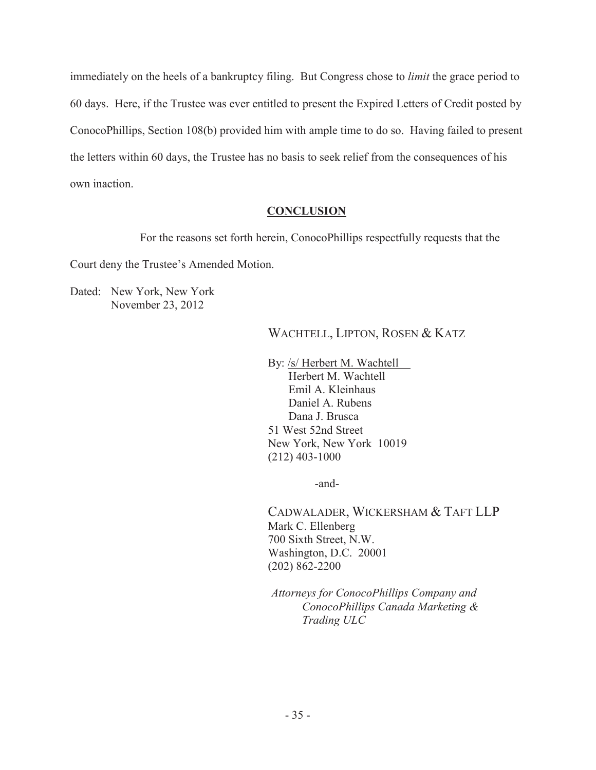immediately on the heels of a bankruptcy filing. But Congress chose to *limit* the grace period to 60 days. Here, if the Trustee was ever entitled to present the Expired Letters of Credit posted by ConocoPhillips, Section 108(b) provided him with ample time to do so. Having failed to present the letters within 60 days, the Trustee has no basis to seek relief from the consequences of his own inaction.

## CONCLUSION

For the reasons set forth herein, ConocoPhillips respectfully requests that the Court deny the Trustee's Amended Motion.

Dated: New York, New York
November 23, 2012

WACHTELL, LIPTON, ROSEN & KATZ

By: /s/ Herbert M. Wachtell
Herbert M. Wachtell
Emil A. Kleinhaus
Daniel A. Rubens
Dana J. Brusca
51 West 52nd Street
New York, New York 10019
(212) 403-1000

-and-

CADWALADER, WICKERSHAM & TAFT LLP
Mark C. Ellenberg
700 Sixth Street, N.W.
Washington, D.C. 20001
(202) 862-2200

*Attorneys for ConocoPhillips Company and ConocoPhillips Canada Marketing & Trading ULC*